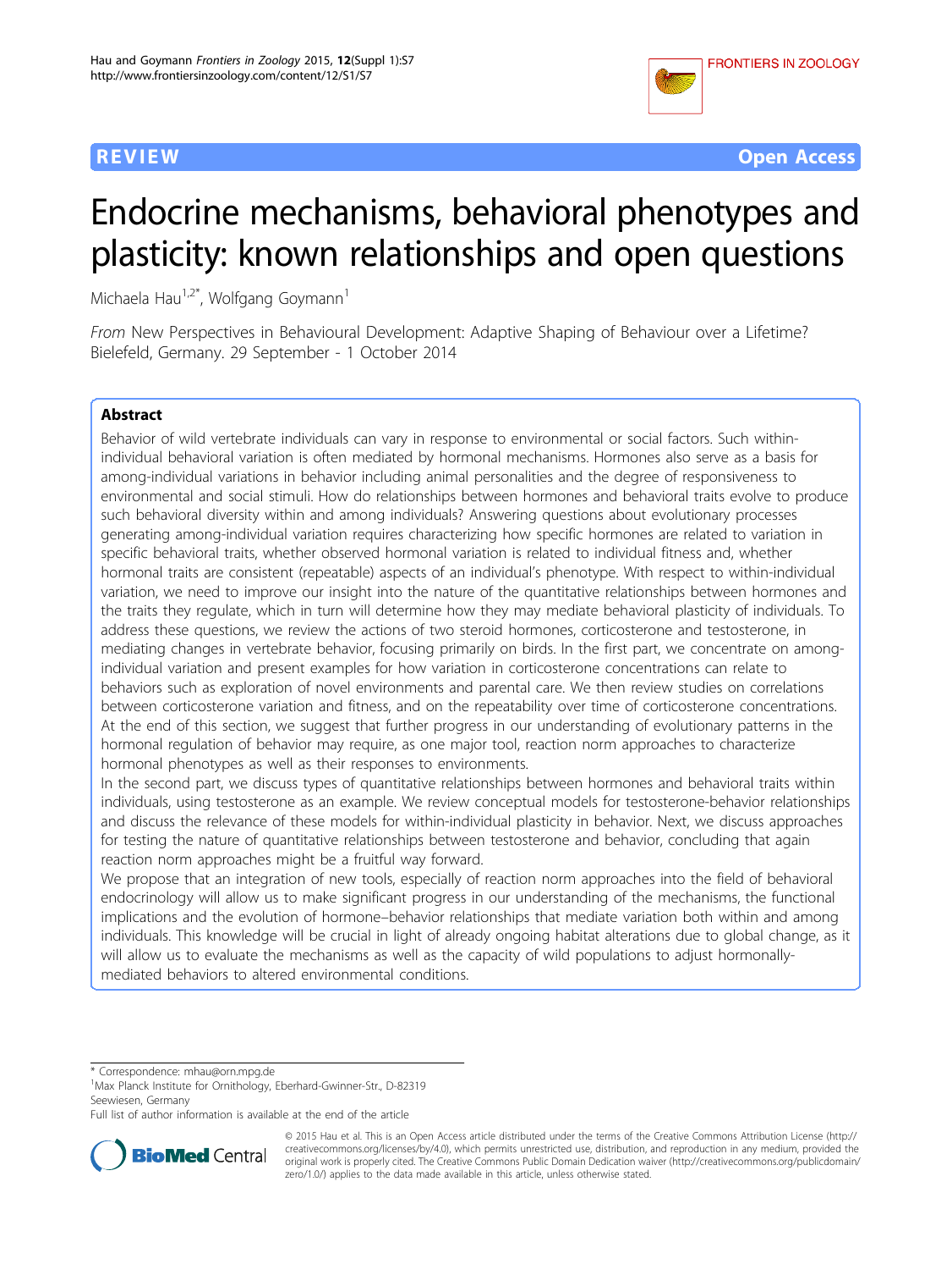**REVIEW** **Open Access**

# Endocrine mechanisms, behavioral phenotypes and plasticity: known relationships and open questions

Michaela Hau[1,2*], Wolfgang Goymann[1]

*From* New Perspectives in Behavioural Development: Adaptive Shaping of Behaviour over a Lifetime?
Bielefeld, Germany. 29 September - 1 October 2014

## Abstract

Behavior of wild vertebrate individuals can vary in response to environmental or social factors. Such within-individual behavioral variation is often mediated by hormonal mechanisms. Hormones also serve as a basis for among-individual variations in behavior including animal personalities and the degree of responsiveness to environmental and social stimuli. How do relationships between hormones and behavioral traits evolve to produce such behavioral diversity within and among individuals? Answering questions about evolutionary processes generating among-individual variation requires characterizing how specific hormones are related to variation in specific behavioral traits, whether observed hormonal variation is related to individual fitness and, whether hormonal traits are consistent (repeatable) aspects of an individual's phenotype. With respect to within-individual variation, we need to improve our insight into the nature of the quantitative relationships between hormones and the traits they regulate, which in turn will determine how they may mediate behavioral plasticity of individuals. To address these questions, we review the actions of two steroid hormones, corticosterone and testosterone, in mediating changes in vertebrate behavior, focusing primarily on birds. In the first part, we concentrate on among-individual variation and present examples for how variation in corticosterone concentrations can relate to behaviors such as exploration of novel environments and parental care. We then review studies on correlations between corticosterone variation and fitness, and on the repeatability over time of corticosterone concentrations. At the end of this section, we suggest that further progress in our understanding of evolutionary patterns in the hormonal regulation of behavior may require, as one major tool, reaction norm approaches to characterize hormonal phenotypes as well as their responses to environments.

In the second part, we discuss types of quantitative relationships between hormones and behavioral traits within individuals, using testosterone as an example. We review conceptual models for testosterone-behavior relationships and discuss the relevance of these models for within-individual plasticity in behavior. Next, we discuss approaches for testing the nature of quantitative relationships between testosterone and behavior, concluding that again reaction norm approaches might be a fruitful way forward.

We propose that an integration of new tools, especially of reaction norm approaches into the field of behavioral endocrinology will allow us to make significant progress in our understanding of the mechanisms, the functional implications and the evolution of hormone–behavior relationships that mediate variation both within and among individuals. This knowledge will be crucial in light of already ongoing habitat alterations due to global change, as it will allow us to evaluate the mechanisms as well as the capacity of wild populations to adjust hormonally-mediated behaviors to altered environmental conditions.

\* Correspondence: mhau@orn.mpg.de
[1]Max Planck Institute for Ornithology, Eberhard-Gwinner-Str., D-82319 Seewiesen, Germany
Full list of author information is available at the end of the article

© 2015 Hau et al. This is an Open Access article distributed under the terms of the Creative Commons Attribution License (http://creativecommons.org/licenses/by/4.0), which permits unrestricted use, distribution, and reproduction in any medium, provided the original work is properly cited. The Creative Commons Public Domain Dedication waiver (http://creativecommons.org/publicdomain/zero/1.0/) applies to the data made available in this article, unless otherwise stated.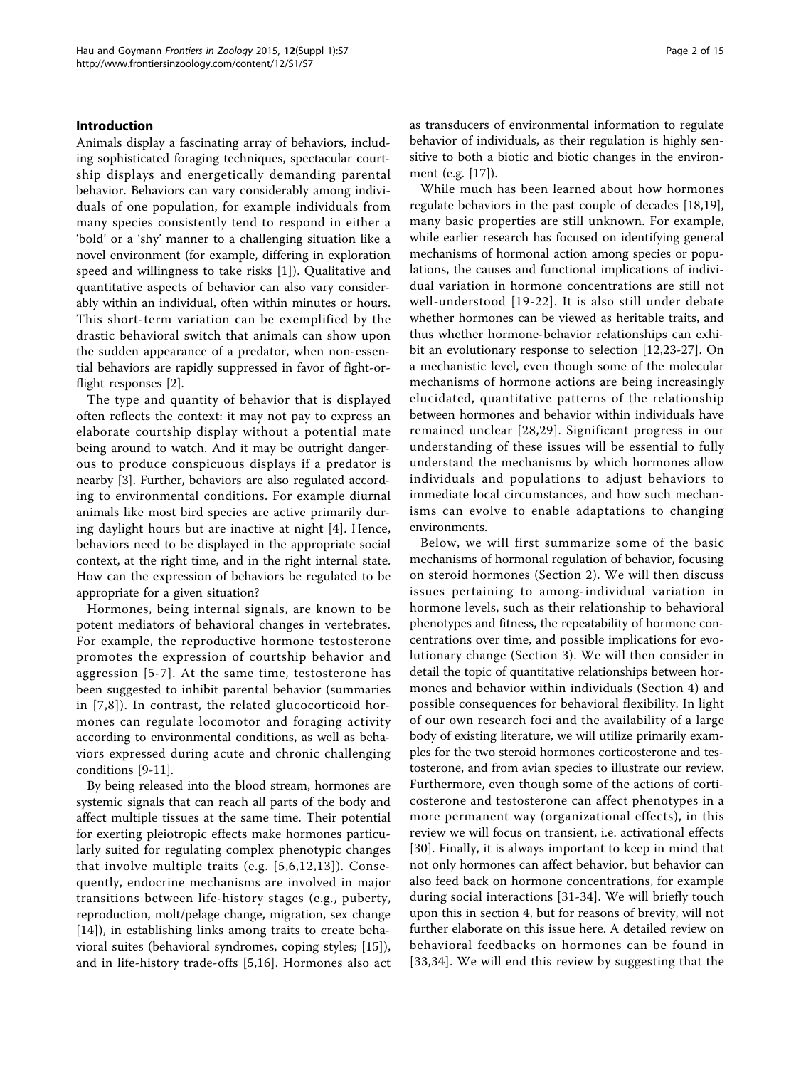## Introduction

Animals display a fascinating array of behaviors, including sophisticated foraging techniques, spectacular courtship displays and energetically demanding parental behavior. Behaviors can vary considerably among individuals of one population, for example individuals from many species consistently tend to respond in either a 'bold' or a 'shy' manner to a challenging situation like a novel environment (for example, differing in exploration speed and willingness to take risks [1]). Qualitative and quantitative aspects of behavior can also vary considerably within an individual, often within minutes or hours. This short-term variation can be exemplified by the drastic behavioral switch that animals can show upon the sudden appearance of a predator, when non-essential behaviors are rapidly suppressed in favor of fight-or-flight responses [2].

The type and quantity of behavior that is displayed often reflects the context: it may not pay to express an elaborate courtship display without a potential mate being around to watch. And it may be outright dangerous to produce conspicuous displays if a predator is nearby [3]. Further, behaviors are also regulated according to environmental conditions. For example diurnal animals like most bird species are active primarily during daylight hours but are inactive at night [4]. Hence, behaviors need to be displayed in the appropriate social context, at the right time, and in the right internal state. How can the expression of behaviors be regulated to be appropriate for a given situation?

Hormones, being internal signals, are known to be potent mediators of behavioral changes in vertebrates. For example, the reproductive hormone testosterone promotes the expression of courtship behavior and aggression [5-7]. At the same time, testosterone has been suggested to inhibit parental behavior (summaries in [7,8]). In contrast, the related glucocorticoid hormones can regulate locomotor and foraging activity according to environmental conditions, as well as behaviors expressed during acute and chronic challenging conditions [9-11].

By being released into the blood stream, hormones are systemic signals that can reach all parts of the body and affect multiple tissues at the same time. Their potential for exerting pleiotropic effects make hormones particularly suited for regulating complex phenotypic changes that involve multiple traits (e.g. [5,6,12,13]). Consequently, endocrine mechanisms are involved in major transitions between life-history stages (e.g., puberty, reproduction, molt/pelage change, migration, sex change [14]), in establishing links among traits to create behavioral suites (behavioral syndromes, coping styles; [15]), and in life-history trade-offs [5,16]. Hormones also act as transducers of environmental information to regulate behavior of individuals, as their regulation is highly sensitive to both a biotic and biotic changes in the environment (e.g. [17]).

While much has been learned about how hormones regulate behaviors in the past couple of decades [18,19], many basic properties are still unknown. For example, while earlier research has focused on identifying general mechanisms of hormonal action among species or populations, the causes and functional implications of individual variation in hormone concentrations are still not well-understood [19-22]. It is also still under debate whether hormones can be viewed as heritable traits, and thus whether hormone-behavior relationships can exhibit an evolutionary response to selection [12,23-27]. On a mechanistic level, even though some of the molecular mechanisms of hormone actions are being increasingly elucidated, quantitative patterns of the relationship between hormones and behavior within individuals have remained unclear [28,29]. Significant progress in our understanding of these issues will be essential to fully understand the mechanisms by which hormones allow individuals and populations to adjust behaviors to immediate local circumstances, and how such mechanisms can evolve to enable adaptations to changing environments.

Below, we will first summarize some of the basic mechanisms of hormonal regulation of behavior, focusing on steroid hormones (Section 2). We will then discuss issues pertaining to among-individual variation in hormone levels, such as their relationship to behavioral phenotypes and fitness, the repeatability of hormone concentrations over time, and possible implications for evolutionary change (Section 3). We will then consider in detail the topic of quantitative relationships between hormones and behavior within individuals (Section 4) and possible consequences for behavioral flexibility. In light of our own research foci and the availability of a large body of existing literature, we will utilize primarily examples for the two steroid hormones corticosterone and testosterone, and from avian species to illustrate our review. Furthermore, even though some of the actions of corticosterone and testosterone can affect phenotypes in a more permanent way (organizational effects), in this review we will focus on transient, i.e. activational effects [30]. Finally, it is always important to keep in mind that not only hormones can affect behavior, but behavior can also feed back on hormone concentrations, for example during social interactions [31-34]. We will briefly touch upon this in section 4, but for reasons of brevity, will not further elaborate on this issue here. A detailed review on behavioral feedbacks on hormones can be found in [33,34]. We will end this review by suggesting that the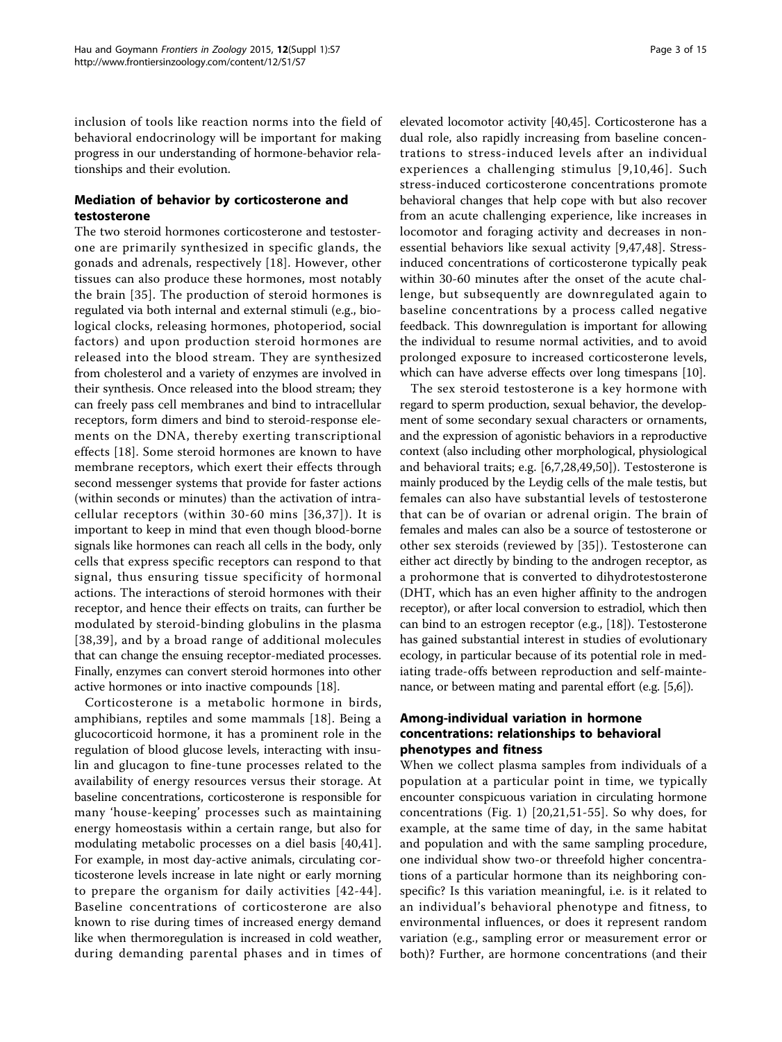inclusion of tools like reaction norms into the field of behavioral endocrinology will be important for making progress in our understanding of hormone-behavior relationships and their evolution.

## Mediation of behavior by corticosterone and testosterone

The two steroid hormones corticosterone and testosterone are primarily synthesized in specific glands, the gonads and adrenals, respectively [18]. However, other tissues can also produce these hormones, most notably the brain [35]. The production of steroid hormones is regulated via both internal and external stimuli (e.g., biological clocks, releasing hormones, photoperiod, social factors) and upon production steroid hormones are released into the blood stream. They are synthesized from cholesterol and a variety of enzymes are involved in their synthesis. Once released into the blood stream; they can freely pass cell membranes and bind to intracellular receptors, form dimers and bind to steroid-response elements on the DNA, thereby exerting transcriptional effects [18]. Some steroid hormones are known to have membrane receptors, which exert their effects through second messenger systems that provide for faster actions (within seconds or minutes) than the activation of intracellular receptors (within 30-60 mins [36,37]). It is important to keep in mind that even though blood-borne signals like hormones can reach all cells in the body, only cells that express specific receptors can respond to that signal, thus ensuring tissue specificity of hormonal actions. The interactions of steroid hormones with their receptor, and hence their effects on traits, can further be modulated by steroid-binding globulins in the plasma [38,39], and by a broad range of additional molecules that can change the ensuing receptor-mediated processes. Finally, enzymes can convert steroid hormones into other active hormones or into inactive compounds [18].

Corticosterone is a metabolic hormone in birds, amphibians, reptiles and some mammals [18]. Being a glucocorticoid hormone, it has a prominent role in the regulation of blood glucose levels, interacting with insulin and glucagon to fine-tune processes related to the availability of energy resources versus their storage. At baseline concentrations, corticosterone is responsible for many 'house-keeping' processes such as maintaining energy homeostasis within a certain range, but also for modulating metabolic processes on a diel basis [40,41]. For example, in most day-active animals, circulating corticosterone levels increase in late night or early morning to prepare the organism for daily activities [42-44]. Baseline concentrations of corticosterone are also known to rise during times of increased energy demand like when thermoregulation is increased in cold weather, during demanding parental phases and in times of elevated locomotor activity [40,45]. Corticosterone has a dual role, also rapidly increasing from baseline concentrations to stress-induced levels after an individual experiences a challenging stimulus [9,10,46]. Such stress-induced corticosterone concentrations promote behavioral changes that help cope with but also recover from an acute challenging experience, like increases in locomotor and foraging activity and decreases in nonessential behaviors like sexual activity [9,47,48]. Stress-induced concentrations of corticosterone typically peak within 30-60 minutes after the onset of the acute challenge, but subsequently are downregulated again to baseline concentrations by a process called negative feedback. This downregulation is important for allowing the individual to resume normal activities, and to avoid prolonged exposure to increased corticosterone levels, which can have adverse effects over long timespans [10].

The sex steroid testosterone is a key hormone with regard to sperm production, sexual behavior, the development of some secondary sexual characters or ornaments, and the expression of agonistic behaviors in a reproductive context (also including other morphological, physiological and behavioral traits; e.g. [6,7,28,49,50]). Testosterone is mainly produced by the Leydig cells of the male testis, but females can also have substantial levels of testosterone that can be of ovarian or adrenal origin. The brain of females and males can also be a source of testosterone or other sex steroids (reviewed by [35]). Testosterone can either act directly by binding to the androgen receptor, as a prohormone that is converted to dihydrotestosterone (DHT, which has an even higher affinity to the androgen receptor), or after local conversion to estradiol, which then can bind to an estrogen receptor (e.g., [18]). Testosterone has gained substantial interest in studies of evolutionary ecology, in particular because of its potential role in mediating trade-offs between reproduction and self-maintenance, or between mating and parental effort (e.g. [5,6]).

## Among-individual variation in hormone concentrations: relationships to behavioral phenotypes and fitness

When we collect plasma samples from individuals of a population at a particular point in time, we typically encounter conspicuous variation in circulating hormone concentrations (Fig. 1) [20,21,51-55]. So why does, for example, at the same time of day, in the same habitat and population and with the same sampling procedure, one individual show two-or threefold higher concentrations of a particular hormone than its neighboring conspecific? Is this variation meaningful, i.e. is it related to an individual's behavioral phenotype and fitness, to environmental influences, or does it represent random variation (e.g., sampling error or measurement error or both)? Further, are hormone concentrations (and their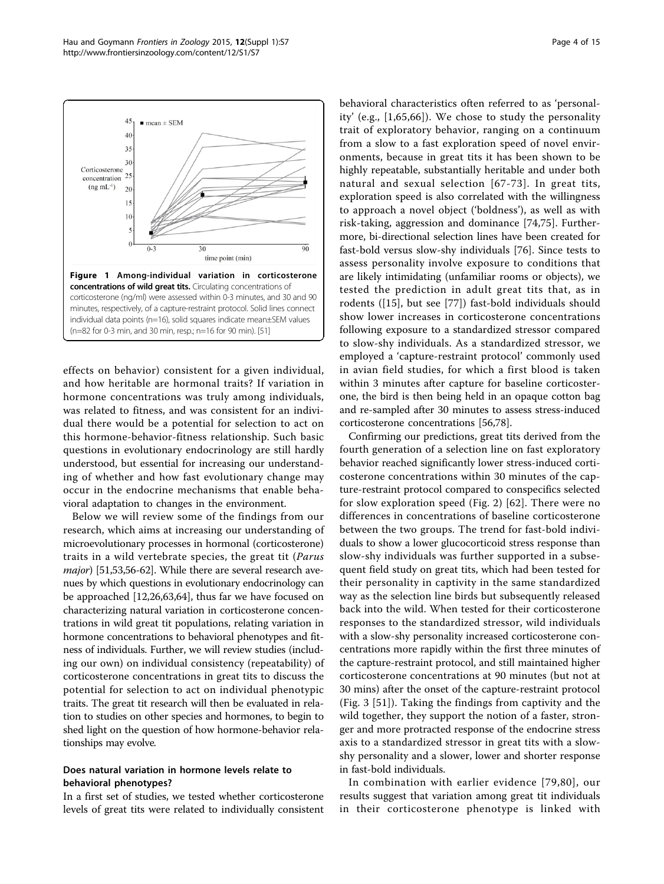**Figure 1 Among-individual variation in corticosterone concentrations of wild great tits.** Circulating concentrations of corticosterone (ng/ml) were assessed within 0-3 minutes, and 30 and 90 minutes, respectively, of a capture-restraint protocol. Solid lines connect individual data points (n=16), solid squares indicate mean±SEM values (n=82 for 0-3 min, and 30 min, resp.; n=16 for 90 min). [51]

effects on behavior) consistent for a given individual, and how heritable are hormonal traits? If variation in hormone concentrations was truly among individuals, was related to fitness, and was consistent for an individual there would be a potential for selection to act on this hormone-behavior-fitness relationship. Such basic questions in evolutionary endocrinology are still hardly understood, but essential for increasing our understanding of whether and how fast evolutionary change may occur in the endocrine mechanisms that enable behavioral adaptation to changes in the environment.

Below we will review some of the findings from our research, which aims at increasing our understanding of microevolutionary processes in hormonal (corticosterone) traits in a wild vertebrate species, the great tit (*Parus major*) [51,53,56-62]. While there are several research avenues by which questions in evolutionary endocrinology can be approached [12,26,63,64], thus far we have focused on characterizing natural variation in corticosterone concentrations in wild great tit populations, relating variation in hormone concentrations to behavioral phenotypes and fitness of individuals. Further, we will review studies (including our own) on individual consistency (repeatability) of corticosterone concentrations in great tits to discuss the potential for selection to act on individual phenotypic traits. The great tit research will then be evaluated in relation to studies on other species and hormones, to begin to shed light on the question of how hormone-behavior relationships may evolve.

## Does natural variation in hormone levels relate to behavioral phenotypes?

In a first set of studies, we tested whether corticosterone levels of great tits were related to individually consistent behavioral characteristics often referred to as 'personality' (e.g., [1,65,66]). We chose to study the personality trait of exploratory behavior, ranging on a continuum from a slow to a fast exploration speed of novel environments, because in great tits it has been shown to be highly repeatable, substantially heritable and under both natural and sexual selection [67-73]. In great tits, exploration speed is also correlated with the willingness to approach a novel object ('boldness'), as well as with risk-taking, aggression and dominance [74,75]. Furthermore, bi-directional selection lines have been created for fast-bold versus slow-shy individuals [76]. Since tests to assess personality involve exposure to conditions that are likely intimidating (unfamiliar rooms or objects), we tested the prediction in adult great tits that, as in rodents ([15], but see [77]) fast-bold individuals should show lower increases in corticosterone concentrations following exposure to a standardized stressor compared to slow-shy individuals. As a standardized stressor, we employed a 'capture-restraint protocol' commonly used in avian field studies, for which a first blood is taken within 3 minutes after capture for baseline corticosterone, the bird is then being held in an opaque cotton bag and re-sampled after 30 minutes to assess stress-induced corticosterone concentrations [56,78].

Confirming our predictions, great tits derived from the fourth generation of a selection line on fast exploratory behavior reached significantly lower stress-induced corticosterone concentrations within 30 minutes of the capture-restraint protocol compared to conspecifics selected for slow exploration speed (Fig. 2) [62]. There were no differences in concentrations of baseline corticosterone between the two groups. The trend for fast-bold individuals to show a lower glucocorticoid stress response than slow-shy individuals was further supported in a subsequent field study on great tits, which had been tested for their personality in captivity in the same standardized way as the selection line birds but subsequently released back into the wild. When tested for their corticosterone responses to the standardized stressor, wild individuals with a slow-shy personality increased corticosterone concentrations more rapidly within the first three minutes of the capture-restraint protocol, and still maintained higher corticosterone concentrations at 90 minutes (but not at 30 mins) after the onset of the capture-restraint protocol (Fig. 3 [51]). Taking the findings from captivity and the wild together, they support the notion of a faster, stronger and more protracted response of the endocrine stress axis to a standardized stressor in great tits with a slow-shy personality and a slower, lower and shorter response in fast-bold individuals.

In combination with earlier evidence [79,80], our results suggest that variation among great tit individuals in their corticosterone phenotype is linked with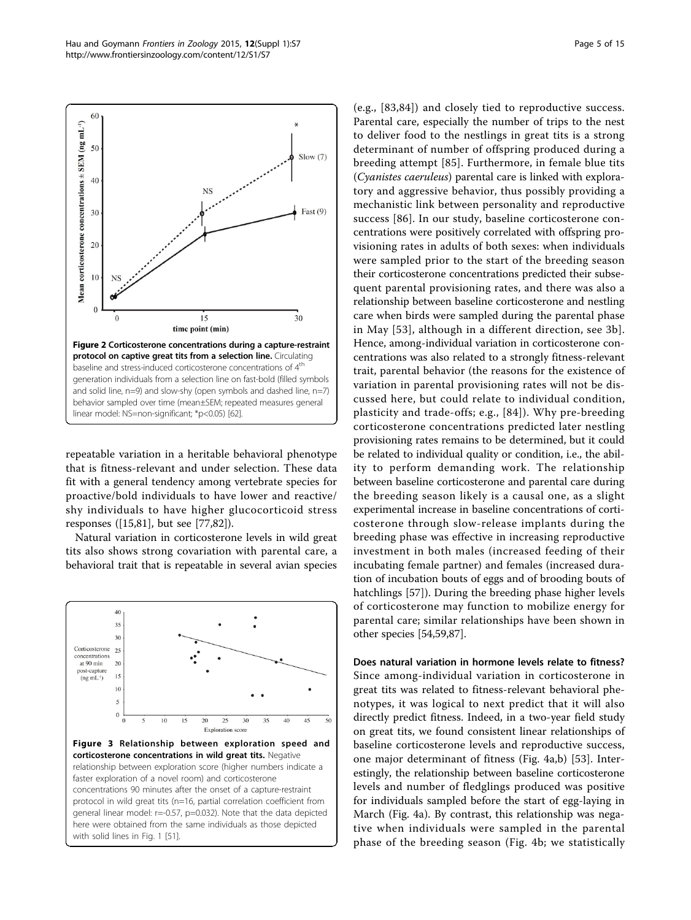**Figure 2 Corticosterone concentrations during a capture-restraint protocol on captive great tits from a selection line.** Circulating baseline and stress-induced corticosterone concentrations of 4[th] generation individuals from a selection line on fast-bold (filled symbols and solid line, n=9) and slow-shy (open symbols and dashed line, n=7) behavior sampled over time (mean±SEM; repeated measures general linear model: NS=non-significant; *p<0.05) [62].

repeatable variation in a heritable behavioral phenotype that is fitness-relevant and under selection. These data fit with a general tendency among vertebrate species for proactive/bold individuals to have lower and reactive/shy individuals to have higher glucocorticoid stress responses ([15,81], but see [77,82]).

Natural variation in corticosterone levels in wild great tits also shows strong covariation with parental care, a behavioral trait that is repeatable in several avian species (e.g., [83,84]) and closely tied to reproductive success. Parental care, especially the number of trips to the nest to deliver food to the nestlings in great tits is a strong determinant of number of offspring produced during a breeding attempt [85]. Furthermore, in female blue tits (*Cyanistes caeruleus*) parental care is linked with exploratory and aggressive behavior, thus possibly providing a mechanistic link between personality and reproductive success [86]. In our study, baseline corticosterone concentrations were positively correlated with offspring provisioning rates in adults of both sexes: when individuals were sampled prior to the start of the breeding season their corticosterone concentrations predicted their subsequent parental provisioning rates, and there was also a relationship between baseline corticosterone and nestling care when birds were sampled during the parental phase in May [53], although in a different direction, see 3b]. Hence, among-individual variation in corticosterone concentrations was also related to a strongly fitness-relevant trait, parental behavior (the reasons for the existence of variation in parental provisioning rates will not be discussed here, but could relate to individual condition, plasticity and trade-offs; e.g., [84]). Why pre-breeding corticosterone concentrations predicted later nestling provisioning rates remains to be determined, but it could be related to individual quality or condition, i.e., the ability to perform demanding work. The relationship between baseline corticosterone and parental care during the breeding season likely is a causal one, as a slight experimental increase in baseline concentrations of corticosterone through slow-release implants during the breeding phase was effective in increasing reproductive investment in both males (increased feeding of their incubating female partner) and females (increased duration of incubation bouts of eggs and of brooding bouts of hatchlings [57]). During the breeding phase higher levels of corticosterone may function to mobilize energy for parental care; similar relationships have been shown in other species [54,59,87].

**Figure 3 Relationship between exploration speed and corticosterone concentrations in wild great tits.** Negative relationship between exploration score (higher numbers indicate a faster exploration of a novel room) and corticosterone concentrations 90 minutes after the onset of a capture-restraint protocol in wild great tits (n=16, partial correlation coefficient from general linear model: r=-0.57, p=0.032). Note that the data depicted here were obtained from the same individuals as those depicted with solid lines in Fig. 1 [51].

**Does natural variation in hormone levels relate to fitness?**

Since among-individual variation in corticosterone in great tits was related to fitness-relevant behavioral phenotypes, it was logical to next predict that it will also directly predict fitness. Indeed, in a two-year field study on great tits, we found consistent linear relationships of baseline corticosterone levels and reproductive success, one major determinant of fitness (Fig. 4a,b) [53]. Interestingly, the relationship between baseline corticosterone levels and number of fledglings produced was positive for individuals sampled before the start of egg-laying in March (Fig. 4a). By contrast, this relationship was negative when individuals were sampled in the parental phase of the breeding season (Fig. 4b; we statistically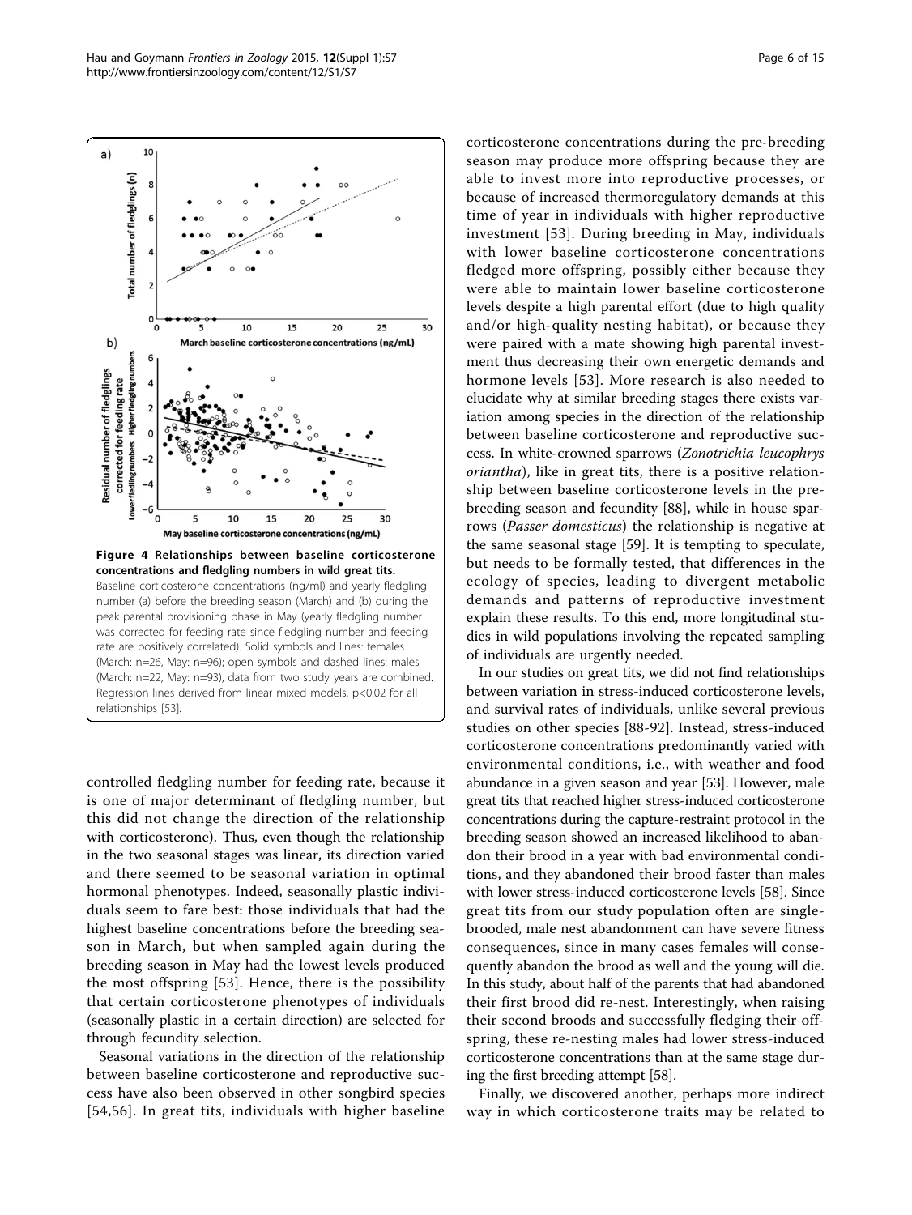**Figure 4 Relationships between baseline corticosterone concentrations and fledgling numbers in wild great tits.** Baseline corticosterone concentrations (ng/ml) and yearly fledgling number (a) before the breeding season (March) and (b) during the peak parental provisioning phase in May (yearly fledgling number was corrected for feeding rate since fledgling number and feeding rate are positively correlated). Solid symbols and lines: females (March: n=26, May: n=96); open symbols and dashed lines: males (March: n=22, May: n=93), data from two study years are combined. Regression lines derived from linear mixed models, p<0.02 for all relationships [53].

controlled fledgling number for feeding rate, because it is one of major determinant of fledgling number, but this did not change the direction of the relationship with corticosterone). Thus, even though the relationship in the two seasonal stages was linear, its direction varied and there seemed to be seasonal variation in optimal hormonal phenotypes. Indeed, seasonally plastic individuals seem to fare best: those individuals that had the highest baseline concentrations before the breeding season in March, but when sampled again during the breeding season in May had the lowest levels produced the most offspring [53]. Hence, there is the possibility that certain corticosterone phenotypes of individuals (seasonally plastic in a certain direction) are selected for through fecundity selection.

Seasonal variations in the direction of the relationship between baseline corticosterone and reproductive success have also been observed in other songbird species [54,56]. In great tits, individuals with higher baseline corticosterone concentrations during the pre-breeding season may produce more offspring because they are able to invest more into reproductive processes, or because of increased thermoregulatory demands at this time of year in individuals with higher reproductive investment [53]. During breeding in May, individuals with lower baseline corticosterone concentrations fledged more offspring, possibly either because they were able to maintain lower baseline corticosterone levels despite a high parental effort (due to high quality and/or high-quality nesting habitat), or because they were paired with a mate showing high parental investment thus decreasing their own energetic demands and hormone levels [53]. More research is also needed to elucidate why at similar breeding stages there exists variation among species in the direction of the relationship between baseline corticosterone and reproductive success. In white-crowned sparrows (*Zonotrichia leucophrys oriantha*), like in great tits, there is a positive relationship between baseline corticosterone levels in the pre-breeding season and fecundity [88], while in house sparrows (*Passer domesticus*) the relationship is negative at the same seasonal stage [59]. It is tempting to speculate, but needs to be formally tested, that differences in the ecology of species, leading to divergent metabolic demands and patterns of reproductive investment explain these results. To this end, more longitudinal studies in wild populations involving the repeated sampling of individuals are urgently needed.

In our studies on great tits, we did not find relationships between variation in stress-induced corticosterone levels, and survival rates of individuals, unlike several previous studies on other species [88-92]. Instead, stress-induced corticosterone concentrations predominantly varied with environmental conditions, i.e., with weather and food abundance in a given season and year [53]. However, male great tits that reached higher stress-induced corticosterone concentrations during the capture-restraint protocol in the breeding season showed an increased likelihood to abandon their brood in a year with bad environmental conditions, and they abandoned their brood faster than males with lower stress-induced corticosterone levels [58]. Since great tits from our study population often are single-brooded, male nest abandonment can have severe fitness consequences, since in many cases females will consequently abandon the brood as well and the young will die. In this study, about half of the parents that had abandoned their first brood did re-nest. Interestingly, when raising their second broods and successfully fledging their offspring, these re-nesting males had lower stress-induced corticosterone concentrations than at the same stage during the first breeding attempt [58].

Finally, we discovered another, perhaps more indirect way in which corticosterone traits may be related to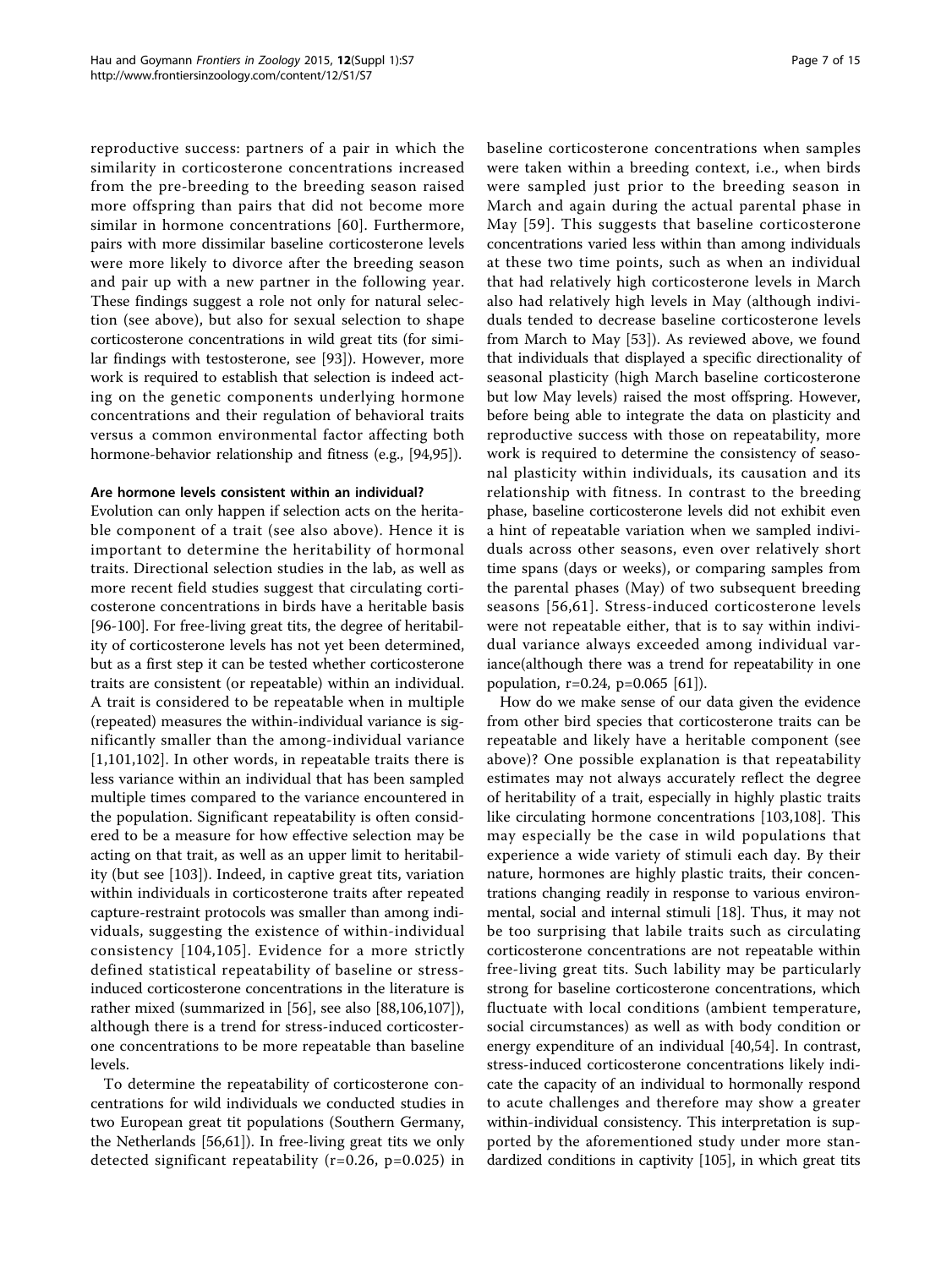reproductive success: partners of a pair in which the similarity in corticosterone concentrations increased from the pre-breeding to the breeding season raised more offspring than pairs that did not become more similar in hormone concentrations [60]. Furthermore, pairs with more dissimilar baseline corticosterone levels were more likely to divorce after the breeding season and pair up with a new partner in the following year. These findings suggest a role not only for natural selection (see above), but also for sexual selection to shape corticosterone concentrations in wild great tits (for similar findings with testosterone, see [93]). However, more work is required to establish that selection is indeed acting on the genetic components underlying hormone concentrations and their regulation of behavioral traits versus a common environmental factor affecting both hormone-behavior relationship and fitness (e.g., [94,95]).

### Are hormone levels consistent within an individual?

Evolution can only happen if selection acts on the heritable component of a trait (see also above). Hence it is important to determine the heritability of hormonal traits. Directional selection studies in the lab, as well as more recent field studies suggest that circulating corticosterone concentrations in birds have a heritable basis [96-100]. For free-living great tits, the degree of heritability of corticosterone levels has not yet been determined, but as a first step it can be tested whether corticosterone traits are consistent (or repeatable) within an individual. A trait is considered to be repeatable when in multiple (repeated) measures the within-individual variance is significantly smaller than the among-individual variance [1,101,102]. In other words, in repeatable traits there is less variance within an individual that has been sampled multiple times compared to the variance encountered in the population. Significant repeatability is often considered to be a measure for how effective selection may be acting on that trait, as well as an upper limit to heritability (but see [103]). Indeed, in captive great tits, variation within individuals in corticosterone traits after repeated capture-restraint protocols was smaller than among individuals, suggesting the existence of within-individual consistency [104,105]. Evidence for a more strictly defined statistical repeatability of baseline or stress-induced corticosterone concentrations in the literature is rather mixed (summarized in [56], see also [88,106,107]), although there is a trend for stress-induced corticosterone concentrations to be more repeatable than baseline levels.

To determine the repeatability of corticosterone concentrations for wild individuals we conducted studies in two European great tit populations (Southern Germany, the Netherlands [56,61]). In free-living great tits we only detected significant repeatability ($r=0.26$, $p=0.025$) in baseline corticosterone concentrations when samples were taken within a breeding context, i.e., when birds were sampled just prior to the breeding season in March and again during the actual parental phase in May [59]. This suggests that baseline corticosterone concentrations varied less within than among individuals at these two time points, such as when an individual that had relatively high corticosterone levels in March also had relatively high levels in May (although individuals tended to decrease baseline corticosterone levels from March to May [53]). As reviewed above, we found that individuals that displayed a specific directionality of seasonal plasticity (high March baseline corticosterone but low May levels) raised the most offspring. However, before being able to integrate the data on plasticity and reproductive success with those on repeatability, more work is required to determine the consistency of seasonal plasticity within individuals, its causation and its relationship with fitness. In contrast to the breeding phase, baseline corticosterone levels did not exhibit even a hint of repeatable variation when we sampled individuals across other seasons, even over relatively short time spans (days or weeks), or comparing samples from the parental phases (May) of two subsequent breeding seasons [56,61]. Stress-induced corticosterone levels were not repeatable either, that is to say within individual variance always exceeded among individual variance(although there was a trend for repeatability in one population, $r=0.24$, $p=0.065$ [61]).

How do we make sense of our data given the evidence from other bird species that corticosterone traits can be repeatable and likely have a heritable component (see above)? One possible explanation is that repeatability estimates may not always accurately reflect the degree of heritability of a trait, especially in highly plastic traits like circulating hormone concentrations [103,108]. This may especially be the case in wild populations that experience a wide variety of stimuli each day. By their nature, hormones are highly plastic traits, their concentrations changing readily in response to various environmental, social and internal stimuli [18]. Thus, it may not be too surprising that labile traits such as circulating corticosterone concentrations are not repeatable within free-living great tits. Such lability may be particularly strong for baseline corticosterone concentrations, which fluctuate with local conditions (ambient temperature, social circumstances) as well as with body condition or energy expenditure of an individual [40,54]. In contrast, stress-induced corticosterone concentrations likely indicate the capacity of an individual to hormonally respond to acute challenges and therefore may show a greater within-individual consistency. This interpretation is supported by the aforementioned study under more standardized conditions in captivity [105], in which great tits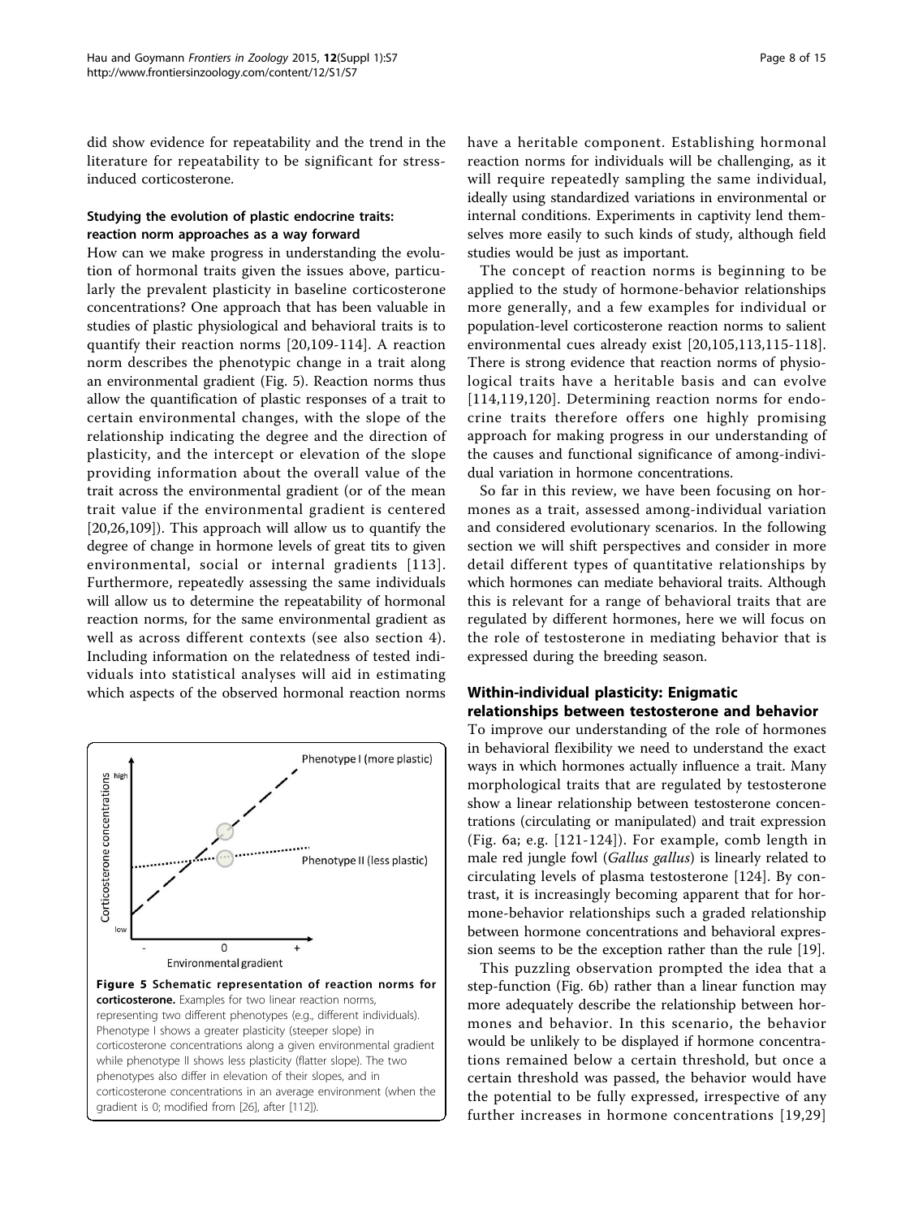did show evidence for repeatability and the trend in the literature for repeatability to be significant for stress-induced corticosterone.

### Studying the evolution of plastic endocrine traits: reaction norm approaches as a way forward

How can we make progress in understanding the evolution of hormonal traits given the issues above, particularly the prevalent plasticity in baseline corticosterone concentrations? One approach that has been valuable in studies of plastic physiological and behavioral traits is to quantify their reaction norms [20,109-114]. A reaction norm describes the phenotypic change in a trait along an environmental gradient (Fig. 5). Reaction norms thus allow the quantification of plastic responses of a trait to certain environmental changes, with the slope of the relationship indicating the degree and the direction of plasticity, and the intercept or elevation of the slope providing information about the overall value of the trait across the environmental gradient (or of the mean trait value if the environmental gradient is centered [20,26,109]). This approach will allow us to quantify the degree of change in hormone levels of great tits to given environmental, social or internal gradients [113]. Furthermore, repeatedly assessing the same individuals will allow us to determine the repeatability of hormonal reaction norms, for the same environmental gradient as well as across different contexts (see also section 4). Including information on the relatedness of tested individuals into statistical analyses will aid in estimating which aspects of the observed hormonal reaction norms have a heritable component. Establishing hormonal reaction norms for individuals will be challenging, as it will require repeatedly sampling the same individual, ideally using standardized variations in environmental or internal conditions. Experiments in captivity lend themselves more easily to such kinds of study, although field studies would be just as important.

**Figure 5 Schematic representation of reaction norms for corticosterone.** Examples for two linear reaction norms, representing two different phenotypes (e.g., different individuals). Phenotype I shows a greater plasticity (steeper slope) in corticosterone concentrations along a given environmental gradient while phenotype II shows less plasticity (flatter slope). The two phenotypes also differ in elevation of their slopes, and in corticosterone concentrations in an average environment (when the gradient is 0; modified from [26], after [112]).

The concept of reaction norms is beginning to be applied to the study of hormone-behavior relationships more generally, and a few examples for individual or population-level corticosterone reaction norms to salient environmental cues already exist [20,105,113,115-118]. There is strong evidence that reaction norms of physiological traits have a heritable basis and can evolve [114,119,120]. Determining reaction norms for endocrine traits therefore offers one highly promising approach for making progress in our understanding of the causes and functional significance of among-individual variation in hormone concentrations.

So far in this review, we have been focusing on hormones as a trait, assessed among-individual variation and considered evolutionary scenarios. In the following section we will shift perspectives and consider in more detail different types of quantitative relationships by which hormones can mediate behavioral traits. Although this is relevant for a range of behavioral traits that are regulated by different hormones, here we will focus on the role of testosterone in mediating behavior that is expressed during the breeding season.

## Within-individual plasticity: Enigmatic relationships between testosterone and behavior

To improve our understanding of the role of hormones in behavioral flexibility we need to understand the exact ways in which hormones actually influence a trait. Many morphological traits that are regulated by testosterone show a linear relationship between testosterone concentrations (circulating or manipulated) and trait expression (Fig. 6a; e.g. [121-124]). For example, comb length in male red jungle fowl (*Gallus gallus*) is linearly related to circulating levels of plasma testosterone [124]. By contrast, it is increasingly becoming apparent that for hormone-behavior relationships such a graded relationship between hormone concentrations and behavioral expression seems to be the exception rather than the rule [19].

This puzzling observation prompted the idea that a step-function (Fig. 6b) rather than a linear function may more adequately describe the relationship between hormones and behavior. In this scenario, the behavior would be unlikely to be displayed if hormone concentrations remained below a certain threshold, but once a certain threshold was passed, the behavior would have the potential to be fully expressed, irrespective of any further increases in hormone concentrations [19,29]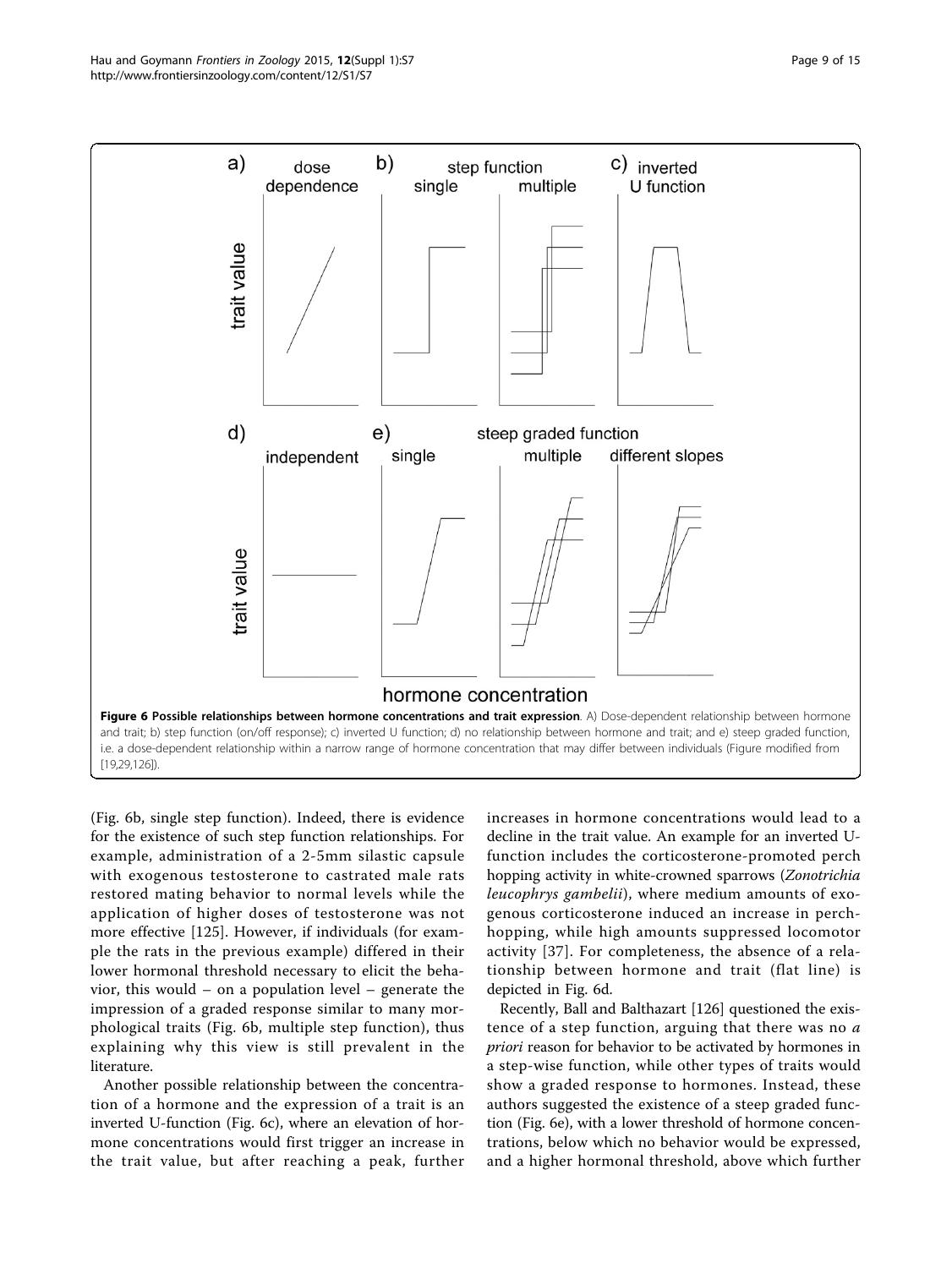**Figure 6 Possible relationships between hormone concentrations and trait expression**. A) Dose-dependent relationship between hormone and trait; b) step function (on/off response); c) inverted U function; d) no relationship between hormone and trait; and e) steep graded function, i.e. a dose-dependent relationship within a narrow range of hormone concentration that may differ between individuals (Figure modified from [19,29,126]).

(Fig. 6b, single step function). Indeed, there is evidence for the existence of such step function relationships. For example, administration of a 2-5mm silastic capsule with exogenous testosterone to castrated male rats restored mating behavior to normal levels while the application of higher doses of testosterone was not more effective [125]. However, if individuals (for example the rats in the previous example) differed in their lower hormonal threshold necessary to elicit the behavior, this would – on a population level – generate the impression of a graded response similar to many morphological traits (Fig. 6b, multiple step function), thus explaining why this view is still prevalent in the literature.

Another possible relationship between the concentration of a hormone and the expression of a trait is an inverted U-function (Fig. 6c), where an elevation of hormone concentrations would first trigger an increase in the trait value, but after reaching a peak, further increases in hormone concentrations would lead to a decline in the trait value. An example for an inverted U-function includes the corticosterone-promoted perch hopping activity in white-crowned sparrows (*Zonotrichia leucophrys gambelii*), where medium amounts of exogenous corticosterone induced an increase in perch-hopping, while high amounts suppressed locomotor activity [37]. For completeness, the absence of a relationship between hormone and trait (flat line) is depicted in Fig. 6d.

Recently, Ball and Balthazart [126] questioned the existence of a step function, arguing that there was no *a priori* reason for behavior to be activated by hormones in a step-wise function, while other types of traits would show a graded response to hormones. Instead, these authors suggested the existence of a steep graded function (Fig. 6e), with a lower threshold of hormone concentrations, below which no behavior would be expressed, and a higher hormonal threshold, above which further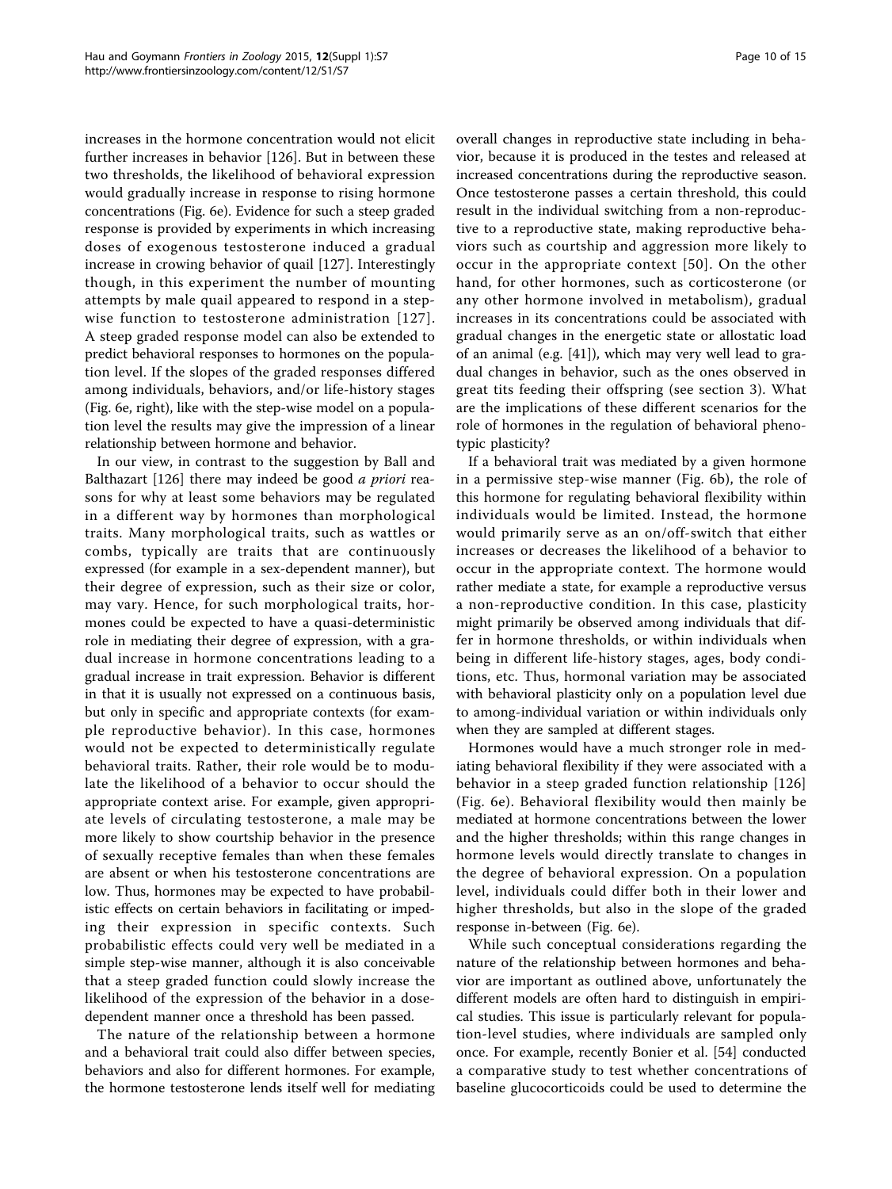increases in the hormone concentration would not elicit further increases in behavior [126]. But in between these two thresholds, the likelihood of behavioral expression would gradually increase in response to rising hormone concentrations (Fig. 6e). Evidence for such a steep graded response is provided by experiments in which increasing doses of exogenous testosterone induced a gradual increase in crowing behavior of quail [127]. Interestingly though, in this experiment the number of mounting attempts by male quail appeared to respond in a stepwise function to testosterone administration [127]. A steep graded response model can also be extended to predict behavioral responses to hormones on the population level. If the slopes of the graded responses differed among individuals, behaviors, and/or life-history stages (Fig. 6e, right), like with the step-wise model on a population level the results may give the impression of a linear relationship between hormone and behavior.

In our view, in contrast to the suggestion by Ball and Balthazart [126] there may indeed be good *a priori* reasons for why at least some behaviors may be regulated in a different way by hormones than morphological traits. Many morphological traits, such as wattles or combs, typically are traits that are continuously expressed (for example in a sex-dependent manner), but their degree of expression, such as their size or color, may vary. Hence, for such morphological traits, hormones could be expected to have a quasi-deterministic role in mediating their degree of expression, with a gradual increase in hormone concentrations leading to a gradual increase in trait expression. Behavior is different in that it is usually not expressed on a continuous basis, but only in specific and appropriate contexts (for example reproductive behavior). In this case, hormones would not be expected to deterministically regulate behavioral traits. Rather, their role would be to modulate the likelihood of a behavior to occur should the appropriate context arise. For example, given appropriate levels of circulating testosterone, a male may be more likely to show courtship behavior in the presence of sexually receptive females than when these females are absent or when his testosterone concentrations are low. Thus, hormones may be expected to have probabilistic effects on certain behaviors in facilitating or impeding their expression in specific contexts. Such probabilistic effects could very well be mediated in a simple step-wise manner, although it is also conceivable that a steep graded function could slowly increase the likelihood of the expression of the behavior in a dose-dependent manner once a threshold has been passed.

The nature of the relationship between a hormone and a behavioral trait could also differ between species, behaviors and also for different hormones. For example, the hormone testosterone lends itself well for mediating overall changes in reproductive state including in behavior, because it is produced in the testes and released at increased concentrations during the reproductive season. Once testosterone passes a certain threshold, this could result in the individual switching from a non-reproductive to a reproductive state, making reproductive behaviors such as courtship and aggression more likely to occur in the appropriate context [50]. On the other hand, for other hormones, such as corticosterone (or any other hormone involved in metabolism), gradual increases in its concentrations could be associated with gradual changes in the energetic state or allostatic load of an animal (e.g. [41]), which may very well lead to gradual changes in behavior, such as the ones observed in great tits feeding their offspring (see section 3). What are the implications of these different scenarios for the role of hormones in the regulation of behavioral phenotypic plasticity?

If a behavioral trait was mediated by a given hormone in a permissive step-wise manner (Fig. 6b), the role of this hormone for regulating behavioral flexibility within individuals would be limited. Instead, the hormone would primarily serve as an on/off-switch that either increases or decreases the likelihood of a behavior to occur in the appropriate context. The hormone would rather mediate a state, for example a reproductive versus a non-reproductive condition. In this case, plasticity might primarily be observed among individuals that differ in hormone thresholds, or within individuals when being in different life-history stages, ages, body conditions, etc. Thus, hormonal variation may be associated with behavioral plasticity on a population level due to among-individual variation or within individuals only when they are sampled at different stages.

Hormones would have a much stronger role in mediating behavioral flexibility if they were associated with a behavior in a steep graded function relationship [126] (Fig. 6e). Behavioral flexibility would then mainly be mediated at hormone concentrations between the lower and the higher thresholds; within this range changes in hormone levels would directly translate to changes in the degree of behavioral expression. On a population level, individuals could differ both in their lower and higher thresholds, but also in the slope of the graded response in-between (Fig. 6e).

While such conceptual considerations regarding the nature of the relationship between hormones and behavior are important as outlined above, unfortunately the different models are often hard to distinguish in empirical studies. This issue is particularly relevant for population-level studies, where individuals are sampled only once. For example, recently Bonier et al. [54] conducted a comparative study to test whether concentrations of baseline glucocorticoids could be used to determine the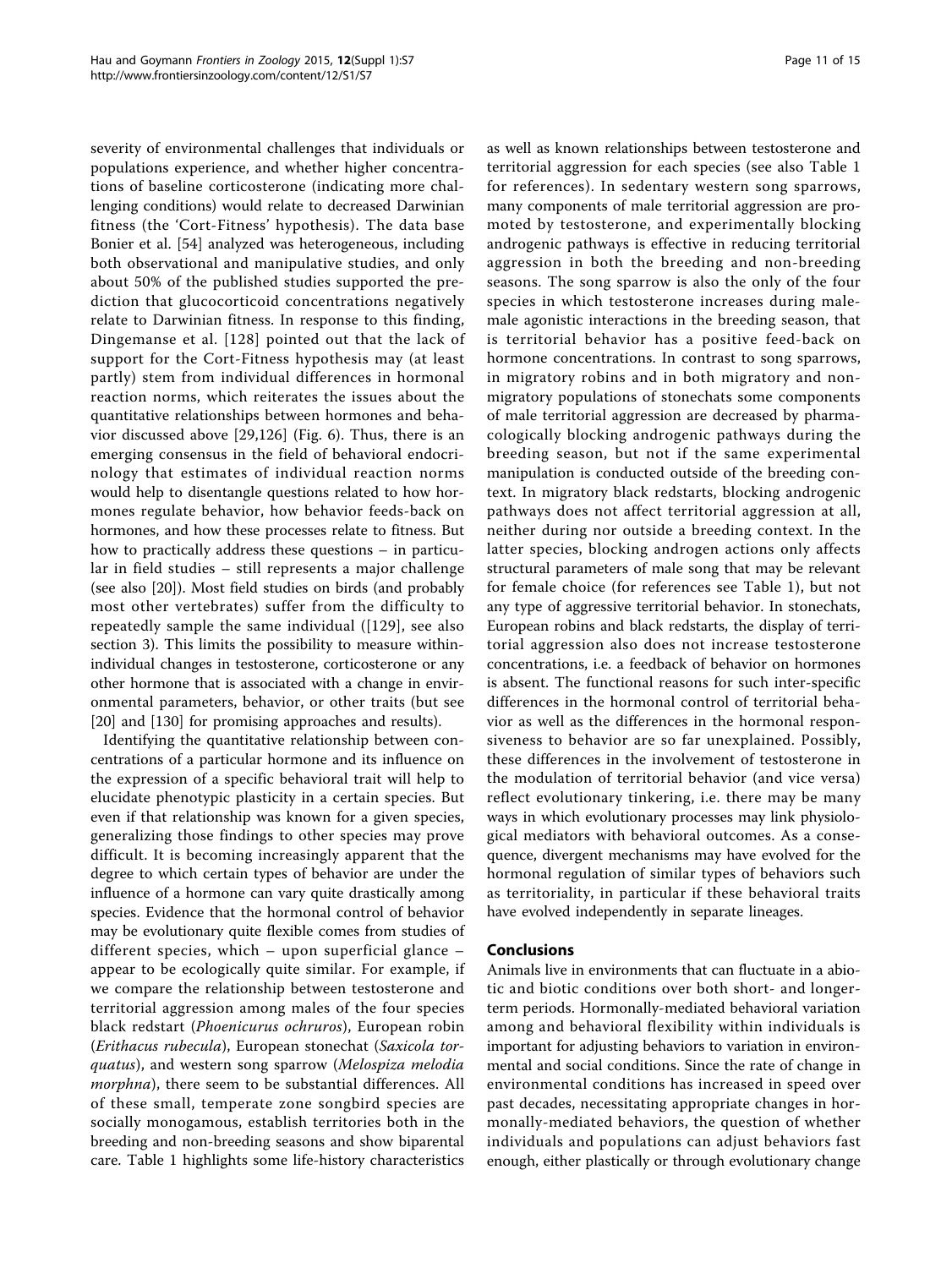severity of environmental challenges that individuals or populations experience, and whether higher concentrations of baseline corticosterone (indicating more challenging conditions) would relate to decreased Darwinian fitness (the 'Cort-Fitness' hypothesis). The data base Bonier et al. [54] analyzed was heterogeneous, including both observational and manipulative studies, and only about 50% of the published studies supported the prediction that glucocorticoid concentrations negatively relate to Darwinian fitness. In response to this finding, Dingemanse et al. [128] pointed out that the lack of support for the Cort-Fitness hypothesis may (at least partly) stem from individual differences in hormonal reaction norms, which reiterates the issues about the quantitative relationships between hormones and behavior discussed above [29,126] (Fig. 6). Thus, there is an emerging consensus in the field of behavioral endocrinology that estimates of individual reaction norms would help to disentangle questions related to how hormones regulate behavior, how behavior feeds-back on hormones, and how these processes relate to fitness. But how to practically address these questions – in particular in field studies – still represents a major challenge (see also [20]). Most field studies on birds (and probably most other vertebrates) suffer from the difficulty to repeatedly sample the same individual ([129], see also section 3). This limits the possibility to measure within-individual changes in testosterone, corticosterone or any other hormone that is associated with a change in environmental parameters, behavior, or other traits (but see [20] and [130] for promising approaches and results).

Identifying the quantitative relationship between concentrations of a particular hormone and its influence on the expression of a specific behavioral trait will help to elucidate phenotypic plasticity in a certain species. But even if that relationship was known for a given species, generalizing those findings to other species may prove difficult. It is becoming increasingly apparent that the degree to which certain types of behavior are under the influence of a hormone can vary quite drastically among species. Evidence that the hormonal control of behavior may be evolutionary quite flexible comes from studies of different species, which – upon superficial glance – appear to be ecologically quite similar. For example, if we compare the relationship between testosterone and territorial aggression among males of the four species black redstart (*Phoenicurus ochruros*), European robin (*Erithacus rubecula*), European stonechat (*Saxicola torquatus*), and western song sparrow (*Melospiza melodia morphna*), there seem to be substantial differences. All of these small, temperate zone songbird species are socially monogamous, establish territories both in the breeding and non-breeding seasons and show biparental care. Table 1 highlights some life-history characteristics as well as known relationships between testosterone and territorial aggression for each species (see also Table 1 for references). In sedentary western song sparrows, many components of male territorial aggression are promoted by testosterone, and experimentally blocking androgenic pathways is effective in reducing territorial aggression in both the breeding and non-breeding seasons. The song sparrow is also the only of the four species in which testosterone increases during male-male agonistic interactions in the breeding season, that is territorial behavior has a positive feed-back on hormone concentrations. In contrast to song sparrows, in migratory robins and in both migratory and non-migratory populations of stonechats some components of male territorial aggression are decreased by pharmacologically blocking androgenic pathways during the breeding season, but not if the same experimental manipulation is conducted outside of the breeding context. In migratory black redstarts, blocking androgenic pathways does not affect territorial aggression at all, neither during nor outside a breeding context. In the latter species, blocking androgen actions only affects structural parameters of male song that may be relevant for female choice (for references see Table 1), but not any type of aggressive territorial behavior. In stonechats, European robins and black redstarts, the display of territorial aggression also does not increase testosterone concentrations, i.e. a feedback of behavior on hormones is absent. The functional reasons for such inter-specific differences in the hormonal control of territorial behavior as well as the differences in the hormonal responsiveness to behavior are so far unexplained. Possibly, these differences in the involvement of testosterone in the modulation of territorial behavior (and vice versa) reflect evolutionary tinkering, i.e. there may be many ways in which evolutionary processes may link physiological mediators with behavioral outcomes. As a consequence, divergent mechanisms may have evolved for the hormonal regulation of similar types of behaviors such as territoriality, in particular if these behavioral traits have evolved independently in separate lineages.

## Conclusions

Animals live in environments that can fluctuate in a abiotic and biotic conditions over both short- and longer-term periods. Hormonally-mediated behavioral variation among and behavioral flexibility within individuals is important for adjusting behaviors to variation in environmental and social conditions. Since the rate of change in environmental conditions has increased in speed over past decades, necessitating appropriate changes in hormonally-mediated behaviors, the question of whether individuals and populations can adjust behaviors fast enough, either plastically or through evolutionary change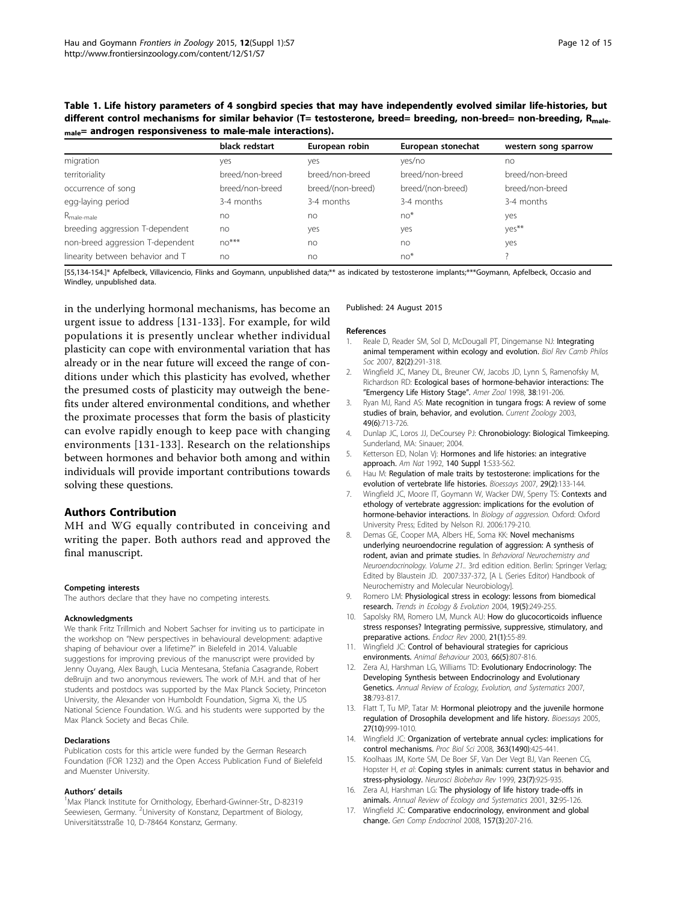**Table 1. Life history parameters of 4 songbird species that may have independently evolved similar life-histories, but different control mechanisms for similar behavior (T= testosterone, breed= breeding, non-breed= non-breeding, $R_{male-male}$= androgen responsiveness to male-male interactions).**

| | black redstart | European robin | European stonechat | western song sparrow |
|---|---|---|---|---|
| migration | yes | yes | yes/no | no |
| territoriality | breed/non-breed | breed/non-breed | breed/non-breed | breed/non-breed |
| occurrence of song | breed/non-breed | breed/(non-breed) | breed/(non-breed) | breed/non-breed |
| egg-laying period | 3-4 months | 3-4 months | 3-4 months | 3-4 months |
| $R_{male-male}$ | no | no | no* | yes |
| breeding aggression T-dependent | no | yes | yes | yes** |
| non-breed aggression T-dependent | no*** | no | no | yes |
| linearity between behavior and T | no | no | no* | ? |

[55,134-154.]* Apfelbeck, Villavicencio, Flinks and Goymann, unpublished data;** as indicated by testosterone implants;***Goymann, Apfelbeck, Occasio and Windley, unpublished data.

in the underlying hormonal mechanisms, has become an urgent issue to address [131-133]. For example, for wild populations it is presently unclear whether individual plasticity can cope with environmental variation that has already or in the near future will exceed the range of conditions under which this plasticity has evolved, whether the presumed costs of plasticity may outweigh the benefits under altered environmental conditions, and whether the proximate processes that form the basis of plasticity can evolve rapidly enough to keep pace with changing environments [131-133]. Research on the relationships between hormones and behavior both among and within individuals will provide important contributions towards solving these questions.

## Authors Contribution

MH and WG equally contributed in conceiving and writing the paper. Both authors read and approved the final manuscript.

#### Competing interests

The authors declare that they have no competing interests.

#### Acknowledgments

We thank Fritz Trillmich and Nobert Sachser for inviting us to participate in the workshop on "New perspectives in behavioural development: adaptive shaping of behaviour over a lifetime?" in Bielefeld in 2014. Valuable suggestions for improving previous of the manuscript were provided by Jenny Ouyang, Alex Baugh, Lucia Mentesana, Stefania Casagrande, Robert deBruijn and two anonymous reviewers. The work of M.H. and that of her students and postdocs was supported by the Max Planck Society, Princeton University, the Alexander von Humboldt Foundation, Sigma Xi, the US National Science Foundation. W.G. and his students were supported by the Max Planck Society and Becas Chile.

#### Declarations

Publication costs for this article were funded by the German Research Foundation (FOR 1232) and the Open Access Publication Fund of Bielefeld and Muenster University.

#### Authors' details

[1]Max Planck Institute for Ornithology, Eberhard-Gwinner-Str., D-82319 Seewiesen, Germany. [2]University of Konstanz, Department of Biology, Universitätsstraße 10, D-78464 Konstanz, Germany.

Published: 24 August 2015

#### References

1. Reale D, Reader SM, Sol D, McDougall PT, Dingemanse NJ: **Integrating animal temperament within ecology and evolution.** *Biol Rev Camb Philos Soc* 2007, **82(2)**:291-318.
2. Wingfield JC, Maney DL, Breuner CW, Jacobs JD, Lynn S, Ramenofsky M, Richardson RD: **Ecological bases of hormone-behavior interactions: The "Emergency Life History Stage".** *Amer Zool* 1998, **38**:191-206.
3. Ryan MJ, Rand AS: **Mate recognition in tungara frogs: A review of some studies of brain, behavior, and evolution.** *Current Zoology* 2003, **49(6)**:713-726.
4. Dunlap JC, Loros JJ, DeCoursey PJ: **Chronobiology: Biological Timkeeping.** Sunderland, MA: Sinauer; 2004.
5. Ketterson ED, Nolan Vj: **Hormones and life histories: an integrative approach.** *Am Nat* 1992, **140 Suppl 1**:S33-S62.
6. Hau M: **Regulation of male traits by testosterone: implications for the evolution of vertebrate life histories.** *Bioessays* 2007, **29(2)**:133-144.
7. Wingfield JC, Moore IT, Goymann W, Wacker DW, Sperry TS: **Contexts and ethology of vertebrate aggression: implications for the evolution of hormone-behavior interactions.** In *Biology of aggression.* Oxford: Oxford University Press; Edited by Nelson RJ. 2006:179-210.
8. Demas GE, Cooper MA, Albers HE, Soma KK: **Novel mechanisms underlying neuroendocrine regulation of aggression: A synthesis of rodent, avian and primate studies.** In *Behavioral Neurochemistry and Neuroendocrinology. Volume 21.*. 3rd edition edition. Berlin: Springer Verlag; Edited by Blaustein JD. 2007:337-372, [A L (Series Editor) Handbook of Neurochemistry and Molecular Neurobiology].
9. Romero LM: **Physiological stress in ecology: lessons from biomedical research.** *Trends in Ecology & Evolution* 2004, **19(5)**:249-255.
10. Sapolsky RM, Romero LM, Munck AU: **How do glucocorticoids influence stress responses? Integrating permissive, suppressive, stimulatory, and preparative actions.** *Endocr Rev* 2000, **21(1)**:55-89.
11. Wingfield JC: **Control of behavioural strategies for capricious environments.** *Animal Behaviour* 2003, **66(5)**:807-816.
12. Zera AJ, Harshman LG, Williams TD: **Evolutionary Endocrinology: The Developing Synthesis between Endocrinology and Evolutionary Genetics.** *Annual Review of Ecology, Evolution, and Systematics* 2007, **38**:793-817.
13. Flatt T, Tu MP, Tatar M: **Hormonal pleiotropy and the juvenile hormone regulation of Drosophila development and life history.** *Bioessays* 2005, **27(10)**:999-1010.
14. Wingfield JC: **Organization of vertebrate annual cycles: implications for control mechanisms.** *Proc Biol Sci* 2008, **363(1490)**:425-441.
15. Koolhaas JM, Korte SM, De Boer SF, Van Der Vegt BJ, Van Reenen CG, Hopster H, *et al*: **Coping styles in animals: current status in behavior and stress-physiology.** *Neurosci Biobehav Rev* 1999, **23(7)**:925-935.
16. Zera AJ, Harshman LG: **The physiology of life history trade-offs in animals.** *Annual Review of Ecology and Systematics* 2001, **32**:95-126.
17. Wingfield JC: **Comparative endocrinology, environment and global change.** *Gen Comp Endocrinol* 2008, **157(3)**:207-216.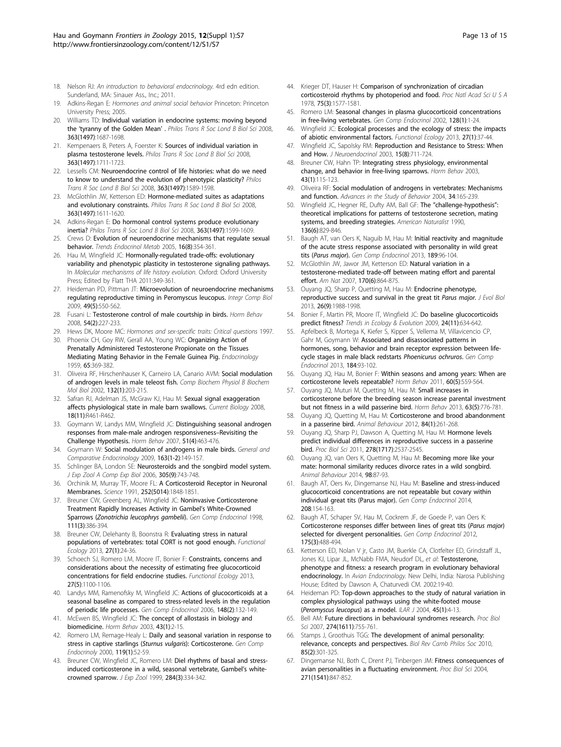18. Nelson RJ: *An introduction to behavioral endocrinology.* 4rd edn edition. Sunderland, MA: Sinauer Ass., Inc.; 2011.
19. Adkins-Regan E: *Hormones and animal social behavior* Princeton: Princeton University Press; 2005.
20. Williams TD: **Individual variation in endocrine systems: moving beyond the 'tyranny of the Golden Mean'.** *Philos Trans R Soc Lond B Biol Sci* 2008, **363(1497)**:1687-1698.
21. Kempenaers B, Peters A, Foerster K: **Sources of individual variation in plasma testosterone levels.** *Philos Trans R Soc Lond B Biol Sci* 2008, **363(1497)**:1711-1723.
22. Lessells CM: **Neuroendocrine control of life histories: what do we need to know to understand the evolution of phenotypic plasticity?** *Philos Trans R Soc Lond B Biol Sci* 2008, **363(1497)**:1589-1598.
23. McGlothlin JW, Ketterson ED: **Hormone-mediated suites as adaptations and evolutionary constraints.** *Philos Trans R Soc Lond B Biol Sci* 2008, **363(1497)**:1611-1620.
24. Adkins-Regan E: **Do hormonal control systems produce evolutionary inertia?** *Philos Trans R Soc Lond B Biol Sci* 2008, **363(1497)**:1599-1609.
25. Crews D: **Evolution of neuroendocrine mechanisms that regulate sexual behavior.** *Trends Endocrinol Metab* 2005, **16(8)**:354-361.
26. Hau M, Wingfield JC: **Hormonally-regulated trade-offs: evolutionary variability and phenotypic plasticity in testosterone signaling pathways.** In *Molecular mechanisms of life history evolution.* Oxford: Oxford University Press; Edited by Flatt THA 2011:349-361.
27. Heideman PD, Pittman JT: **Microevolution of neuroendocrine mechanisms regulating reproductive timing in Peromyscus leucopus.** *Integr Comp Biol* 2009, **49(5)**:550-562.
28. Fusani L: **Testosterone control of male courtship in birds.** *Horm Behav* 2008, **54(2)**:227-233.
29. Hews DK, Moore MC: *Hormones and sex-specific traits: Critical questions* 1997.
30. Phoenix CH, Goy RW, Gerall AA, Young WC: **Organizing Action of Prenatally Administered Testosterone Propionate on the Tissues Mediating Mating Behavior in the Female Guinea Pig.** *Endocrinology* 1959, **65**:369-382.
31. Oliveira RF, Hirschenhauser K, Carneiro LA, Canario AVM: **Social modulation of androgen levels in male teleost fish.** *Comp Biochem Physiol B Biochem Mol Biol* 2002, **132(1)**:203-215.
32. Safran RJ, Adelman JS, McGraw KJ, Hau M: **Sexual signal exaggeration affects physiological state in male barn swallows.** *Current Biology* 2008, **18(11)**:R461-R462.
33. Goymann W, Landys MM, Wingfield JC: **Distinguishing seasonal androgen responses from male-male androgen responsiveness–Revisiting the Challenge Hypothesis.** *Horm Behav* 2007, **51(4)**:463-476.
34. Goymann W: **Social modulation of androgens in male birds.** *General and Comparative Endocrinology* 2009, **163(1-2)**:149-157.
35. Schlinger BA, London SE: **Neurosteroids and the songbird model system.** *J Exp Zool A Comp Exp Biol* 2006, **305(9)**:743-748.
36. Orchinik M, Murray TF, Moore FL: **A Corticosteroid Receptor in Neuronal Membranes.** *Science* 1991, **252(5014)**:1848-1851.
37. Breuner CW, Greenberg AL, Wingfield JC: **Noninvasive Corticosterone Treatment Rapidly Increases Activity in Gambel's White-Crowned Sparrows (*Zonotrichia leucophrys gambelii*).** *Gen Comp Endocrinol* 1998, **111(3)**:386-394.
38. Breuner CW, Delehanty B, Boonstra R: **Evaluating stress in natural populations of vertebrates: total CORT is not good enough.** *Functional Ecology* 2013, **27(1)**:24-36.
39. Schoech SJ, Romero LM, Moore IT, Bonier F: **Constraints, concerns and considerations about the necessity of estimating free glucocorticoid concentrations for field endocrine studies.** *Functional Ecology* 2013, **27(5)**:1100-1106.
40. Landys MM, Ramenofsky M, Wingfield JC: **Actions of glucocorticoids at a seasonal baseline as compared to stress-related levels in the regulation of periodic life processes.** *Gen Comp Endocrinol* 2006, **148(2)**:132-149.
41. McEwen BS, Wingfield JC: **The concept of allostasis in biology and biomedicine.** *Horm Behav* 2003, **43(1)**:2-15.
42. Romero LM, Remage-Healy L: **Daily and seasonal variation in response to stress in captive starlings (*Sturnus vulgaris*): Corticosterone.** *Gen Comp Endocrinoly* 2000, **119(1)**:52-59.
43. Breuner CW, Wingfield JC, Romero LM: **Diel rhythms of basal and stress-induced corticosterone in a wild, seasonal vertebrate, Gambel's white-crowned sparrow.** *J Exp Zool* 1999, **284(3)**:334-342.
44. Krieger DT, Hauser H: **Comparison of synchronization of circadian corticosteroid rhythms by photoperiod and food.** *Proc Natl Acad Sci U S A* 1978, **75(3)**:1577-1581.
45. Romero LM: **Seasonal changes in plasma glucocorticoid concentrations in free-living vertebrates.** *Gen Comp Endocrinol* 2002, **128(1)**:1-24.
46. Wingfield JC: **Ecological processes and the ecology of stress: the impacts of abiotic environmental factors.** *Functional Ecology* 2013, **27(1)**:37-44.
47. Wingfield JC, Sapolsky RM: **Reproduction and Resistance to Stress: When and How.** *J Neuroendocrinol* 2003, **15(8)**:711-724.
48. Breuner CW, Hahn TP: **Integrating stress physiology, environmental change, and behavior in free-living sparrows.** *Horm Behav* 2003, **43(1)**:115-123.
49. Oliveira RF: **Social modulation of androgens in vertebrates: Mechanisms and function.** *Advances in the Study of Behavior* 2004, **34**:165-239.
50. Wingfield JC, Hegner RE, Dufty AM, Ball GF: **The "challenge-hypothesis": theoretical implications for patterns of testosterone secretion, mating systems, and breeding strategies.** *American Naturalist* 1990, **136(6)**:829-846.
51. Baugh AT, van Oers K, Naguib M, Hau M: **Initial reactivity and magnitude of the acute stress response associated with personality in wild great tits (*Parus major*).** *Gen Comp Endocrinol* 2013, **189**:96-104.
52. McGlothlin JW, Jawor JM, Ketterson ED: **Natural variation in a testosterone-mediated trade-off between mating effort and parental effort.** *Am Nat* 2007, **170(6)**:864-875.
53. Ouyang JQ, Sharp P, Quetting M, Hau M: **Endocrine phenotype, reproductive success and survival in the great tit *Parus major*.** *J Evol Biol* 2013, **26(9)**:1988-1998.
54. Bonier F, Martin PR, Moore IT, Wingfield JC: **Do baseline glucocorticoids predict fitness?** *Trends in Ecology & Evolution* 2009, **24(11)**:634-642.
55. Apfelbeck B, Mortega K, Kiefer S, Kipper S, Vellema M, Villavicencio CP, Gahr M, Goymann W: **Associated and disassociated patterns in hormones, song, behavior and brain receptor expression between life-cycle stages in male black redstarts *Phoenicurus ochruros*.** *Gen Comp Endocrinol* 2013, **184**:93-102.
56. Ouyang JQ, Hau M, Bonier F: **Within seasons and among years: When are corticosterone levels repeatable?** *Horm Behav* 2011, **60(5)**:559-564.
57. Ouyang JQ, Muturi M, Quetting M, Hau M: **Small increases in corticosterone before the breeding season increase parental investment but not fitness in a wild passerine bird.** *Horm Behav* 2013, **63(5)**:776-781.
58. Ouyang JQ, Quetting M, Hau M: **Corticosterone and brood abandonment in a passerine bird.** *Animal Behaviour* 2012, **84(1)**:261-268.
59. Ouyang JQ, Sharp PJ, Dawson A, Quetting M, Hau M: **Hormone levels predict individual differences in reproductive success in a passerine bird.** *Proc Biol Sci* 2011, **278(1717)**:2537-2545.
60. Ouyang JQ, van Oers K, Quetting M, Hau M: **Becoming more like your mate: hormonal similarity reduces divorce rates in a wild songbird.** *Animal Behaviour* 2014, **98**:87-93.
61. Baugh AT, Oers Kv, Dingemanse NJ, Hau M: **Baseline and stress-induced glucocorticoid concentrations are not repeatable but covary within individual great tits (Parus major).** *Gen Comp Endocrinol* 2014, **208**:154-163.
62. Baugh AT, Schaper SV, Hau M, Cockrem JF, de Goede P, van Oers K: **Corticosterone responses differ between lines of great tits (*Parus major*) selected for divergent personalities.** *Gen Comp Endocrinol* 2012, **175(3)**:488-494.
63. Ketterson ED, Nolan V jr, Casto JM, Buerkle CA, Clotfelter ED, Grindstaff JL, Jones KJ, Lipar JL, McNabb FMA, Neudorf DL, *et al*: **Testosterone, phenotype and fitness: a research program in evolutionary behavioral endocrinology.** In *Avian Endocrinology.* New Delhi, India: Narosa Publishing House; Edited by Dawson A, Chaturvedi CM. 2002:19-40.
64. Heideman PD: **Top-down approaches to the study of natural variation in complex physiological pathways using the white-footed mouse (*Peromyscus leucopus*) as a model.** *ILAR J* 2004, **45(1)**:4-13.
65. Bell AM: **Future directions in behavioural syndromes research.** *Proc Biol Sci* 2007, **274(1611)**:755-761.
66. Stamps J, Groothuis TGG: **The development of animal personality: relevance, concepts and perspectives.** *Biol Rev Camb Philos Soc* 2010, **85(2)**:301-325.
67. Dingemanse NJ, Both C, Drent PJ, Tinbergen JM: **Fitness consequences of avian personalities in a fluctuating environment.** *Proc Biol Sci* 2004, **271(1541)**:847-852.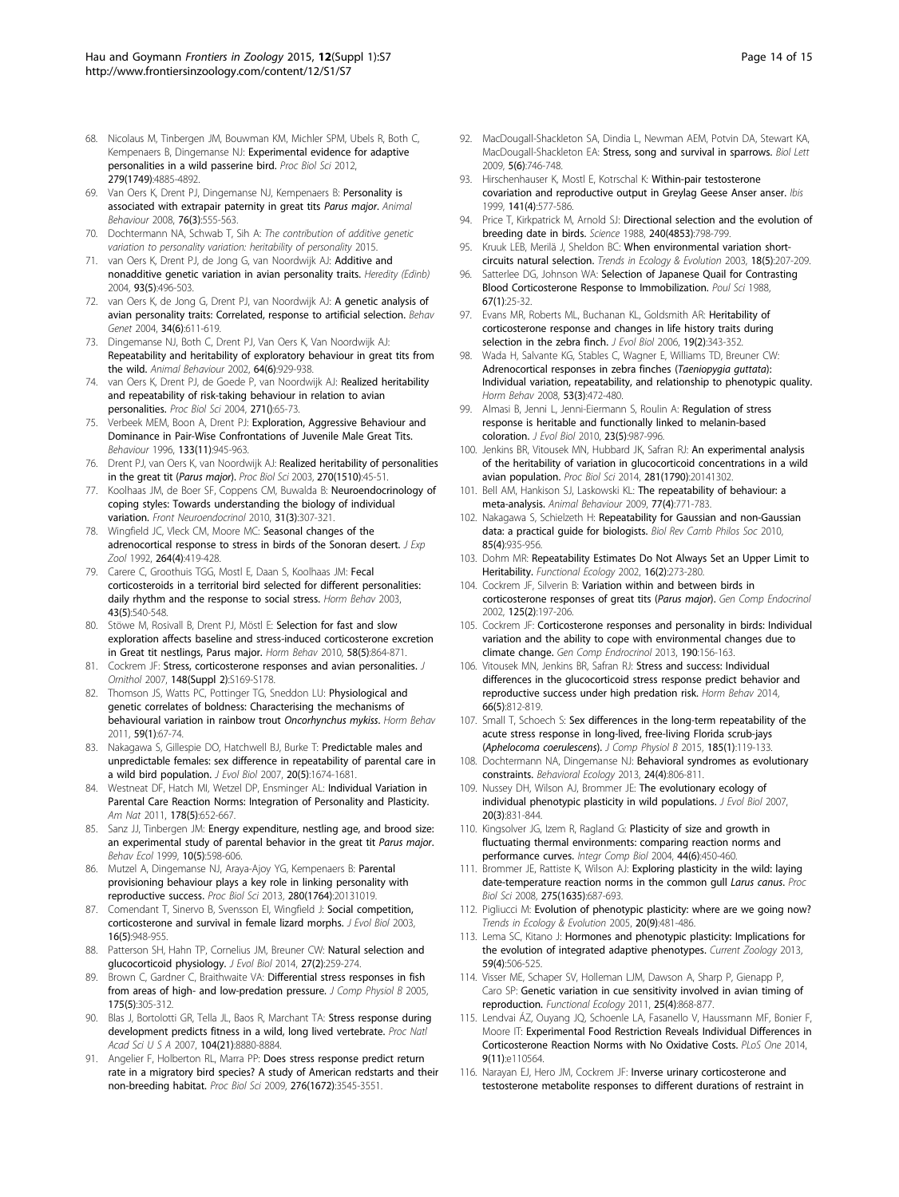68. Nicolaus M, Tinbergen JM, Bouwman KM, Michler SPM, Ubels R, Both C, Kempenaers B, Dingemanse NJ: **Experimental evidence for adaptive personalities in a wild passerine bird.** *Proc Biol Sci* 2012, **279(1749)**:4885-4892.
69. Van Oers K, Drent PJ, Dingemanse NJ, Kempenaers B: **Personality is associated with extrapair paternity in great tits *Parus major*.** *Animal Behaviour* 2008, **76(3)**:555-563.
70. Dochtermann NA, Schwab T, Sih A: *The contribution of additive genetic variation to personality variation: heritability of personality* 2015.
71. van Oers K, Drent PJ, de Jong G, van Noordwijk AJ: **Additive and nonadditive genetic variation in avian personality traits.** *Heredity (Edinb)* 2004, **93(5)**:496-503.
72. van Oers K, de Jong G, Drent PJ, van Noordwijk AJ: **A genetic analysis of avian personality traits: Correlated, response to artificial selection.** *Behav Genet* 2004, **34(6)**:611-619.
73. Dingemanse NJ, Both C, Drent PJ, Van Oers K, Van Noordwijk AJ: **Repeatability and heritability of exploratory behaviour in great tits from the wild.** *Animal Behaviour* 2002, **64(6)**:929-938.
74. van Oers K, Drent PJ, de Goede P, van Noordwijk AJ: **Realized heritability and repeatability of risk-taking behaviour in relation to avian personalities.** *Proc Biol Sci* 2004, **271()**:65-73.
75. Verbeek MEM, Boon A, Drent PJ: **Exploration, Aggressive Behaviour and Dominance in Pair-Wise Confrontations of Juvenile Male Great Tits.** *Behaviour* 1996, **133(11)**:945-963.
76. Drent PJ, van Oers K, van Noordwijk AJ: **Realized heritability of personalities in the great tit (*Parus major*).** *Proc Biol Sci* 2003, **270(1510)**:45-51.
77. Koolhaas JM, de Boer SF, Coppens CM, Buwalda B: **Neuroendocrinology of coping styles: Towards understanding the biology of individual variation.** *Front Neuroendocrinol* 2010, **31(3)**:307-321.
78. Wingfield JC, Vleck CM, Moore MC: **Seasonal changes of the adrenocortical response to stress in birds of the Sonoran desert.** *J Exp Zool* 1992, **264(4)**:419-428.
79. Carere C, Groothuis TGG, Mostl E, Daan S, Koolhaas JM: **Fecal corticosteroids in a territorial bird selected for different personalities: daily rhythm and the response to social stress.** *Horm Behav* 2003, **43(5)**:540-548.
80. Stöwe M, Rosivall B, Drent PJ, Möstl E: **Selection for fast and slow exploration affects baseline and stress-induced corticosterone excretion in Great tit nestlings, Parus major.** *Horm Behav* 2010, **58(5)**:864-871.
81. Cockrem JF: **Stress, corticosterone responses and avian personalities.** *J Ornithol* 2007, **148(Suppl 2)**:S169-S178.
82. Thomson JS, Watts PC, Pottinger TG, Sneddon LU: **Physiological and genetic correlates of boldness: Characterising the mechanisms of behavioural variation in rainbow trout *Oncorhynchus mykiss*.** *Horm Behav* 2011, **59(1)**:67-74.
83. Nakagawa S, Gillespie DO, Hatchwell BJ, Burke T: **Predictable males and unpredictable females: sex difference in repeatability of parental care in a wild bird population.** *J Evol Biol* 2007, **20(5)**:1674-1681.
84. Westneat DF, Hatch MI, Wetzel DP, Ensminger AL: **Individual Variation in Parental Care Reaction Norms: Integration of Personality and Plasticity.** *Am Nat* 2011, **178(5)**:652-667.
85. Sanz JJ, Tinbergen JM: **Energy expenditure, nestling age, and brood size: an experimental study of parental behavior in the great tit *Parus major*.** *Behav Ecol* 1999, **10(5)**:598-606.
86. Mutzel A, Dingemanse NJ, Araya-Ajoy YG, Kempenaers B: **Parental provisioning behaviour plays a key role in linking personality with reproductive success.** *Proc Biol Sci* 2013, **280(1764)**:20131019.
87. Comendant T, Sinervo B, Svensson EI, Wingfield J: **Social competition, corticosterone and survival in female lizard morphs.** *J Evol Biol* 2003, **16(5)**:948-955.
88. Patterson SH, Hahn TP, Cornelius JM, Breuner CW: **Natural selection and glucocorticoid physiology.** *J Evol Biol* 2014, **27(2)**:259-274.
89. Brown C, Gardner C, Braithwaite VA: **Differential stress responses in fish from areas of high- and low-predation pressure.** *J Comp Physiol B* 2005, **175(5)**:305-312.
90. Blas J, Bortolotti GR, Tella JL, Baos R, Marchant TA: **Stress response during development predicts fitness in a wild, long lived vertebrate.** *Proc Natl Acad Sci U S A* 2007, **104(21)**:8880-8884.
91. Angelier F, Holberton RL, Marra PP: **Does stress response predict return rate in a migratory bird species? A study of American redstarts and their non-breeding habitat.** *Proc Biol Sci* 2009, **276(1672)**:3545-3551.
92. MacDougall-Shackleton SA, Dindia L, Newman AEM, Potvin DA, Stewart KA, MacDougall-Shackleton EA: **Stress, song and survival in sparrows.** *Biol Lett* 2009, **5(6)**:746-748.
93. Hirschenhauser K, Mostl E, Kotrschal K: **Within-pair testosterone covariation and reproductive output in Greylag Geese Anser anser.** *Ibis* 1999, **141(4)**:577-586.
94. Price T, Kirkpatrick M, Arnold SJ: **Directional selection and the evolution of breeding date in birds.** *Science* 1988, **240(4853)**:798-799.
95. Kruuk LEB, Merilä J, Sheldon BC: **When environmental variation short-circuits natural selection.** *Trends in Ecology & Evolution* 2003, **18(5)**:207-209.
96. Satterlee DG, Johnson WA: **Selection of Japanese Quail for Contrasting Blood Corticosterone Response to Immobilization.** *Poul Sci* 1988, **67(1)**:25-32.
97. Evans MR, Roberts ML, Buchanan KL, Goldsmith AR: **Heritability of corticosterone response and changes in life history traits during selection in the zebra finch.** *J Evol Biol* 2006, **19(2)**:343-352.
98. Wada H, Salvante KG, Stables C, Wagner E, Williams TD, Breuner CW: **Adrenocortical responses in zebra finches (*Taeniopygia guttata*): Individual variation, repeatability, and relationship to phenotypic quality.** *Horm Behav* 2008, **53(3)**:472-480.
99. Almasi B, Jenni L, Jenni-Eiermann S, Roulin A: **Regulation of stress response is heritable and functionally linked to melanin-based coloration.** *J Evol Biol* 2010, **23(5)**:987-996.
100. Jenkins BR, Vitousek MN, Hubbard JK, Safran RJ: **An experimental analysis of the heritability of variation in glucocorticoid concentrations in a wild avian population.** *Proc Biol Sci* 2014, **281(1790)**:20141302.
101. Bell AM, Hankison SJ, Laskowski KL: **The repeatability of behaviour: a meta-analysis.** *Animal Behaviour* 2009, **77(4)**:771-783.
102. Nakagawa S, Schielzeth H: **Repeatability for Gaussian and non-Gaussian data: a practical guide for biologists.** *Biol Rev Camb Philos Soc* 2010, **85(4)**:935-956.
103. Dohm MR: **Repeatability Estimates Do Not Always Set an Upper Limit to Heritability.** *Functional Ecology* 2002, **16(2)**:273-280.
104. Cockrem JF, Silverin B: **Variation within and between birds in corticosterone responses of great tits (*Parus major*).** *Gen Comp Endocrinol* 2002, **125(2)**:197-206.
105. Cockrem JF: **Corticosterone responses and personality in birds: Individual variation and the ability to cope with environmental changes due to climate change.** *Gen Comp Endocrinol* 2013, **190**:156-163.
106. Vitousek MN, Jenkins BR, Safran RJ: **Stress and success: Individual differences in the glucocorticoid stress response predict behavior and reproductive success under high predation risk.** *Horm Behav* 2014, **66(5)**:812-819.
107. Small T, Schoech S: **Sex differences in the long-term repeatability of the acute stress response in long-lived, free-living Florida scrub-jays (*Aphelocoma coerulescens*).** *J Comp Physiol B* 2015, **185(1)**:119-133.
108. Dochtermann NA, Dingemanse NJ: **Behavioral syndromes as evolutionary constraints.** *Behavioral Ecology* 2013, **24(4)**:806-811.
109. Nussey DH, Wilson AJ, Brommer JE: **The evolutionary ecology of individual phenotypic plasticity in wild populations.** *J Evol Biol* 2007, **20(3)**:831-844.
110. Kingsolver JG, Izem R, Ragland G: **Plasticity of size and growth in fluctuating thermal environments: comparing reaction norms and performance curves.** *Integr Comp Biol* 2004, **44(6)**:450-460.
111. Brommer JE, Rattiste K, Wilson AJ: **Exploring plasticity in the wild: laying date-temperature reaction norms in the common gull *Larus canus*.** *Proc Biol Sci* 2008, **275(1635)**:687-693.
112. Pigliucci M: **Evolution of phenotypic plasticity: where are we going now?** *Trends in Ecology & Evolution* 2005, **20(9)**:481-486.
113. Lema SC, Kitano J: **Hormones and phenotypic plasticity: Implications for the evolution of integrated adaptive phenotypes.** *Current Zoology* 2013, **59(4)**:506-525.
114. Visser ME, Schaper SV, Holleman LJM, Dawson A, Sharp P, Gienapp P, Caro SP: **Genetic variation in cue sensitivity involved in avian timing of reproduction.** *Functional Ecology* 2011, **25(4)**:868-877.
115. Lendvai ÁZ, Ouyang JQ, Schoenle LA, Fasanello V, Haussmann MF, Bonier F, Moore IT: **Experimental Food Restriction Reveals Individual Differences in Corticosterone Reaction Norms with No Oxidative Costs.** *PLoS One* 2014, **9(11)**:e110564.
116. Narayan EJ, Hero JM, Cockrem JF: **Inverse urinary corticosterone and testosterone metabolite responses to different durations of restraint in**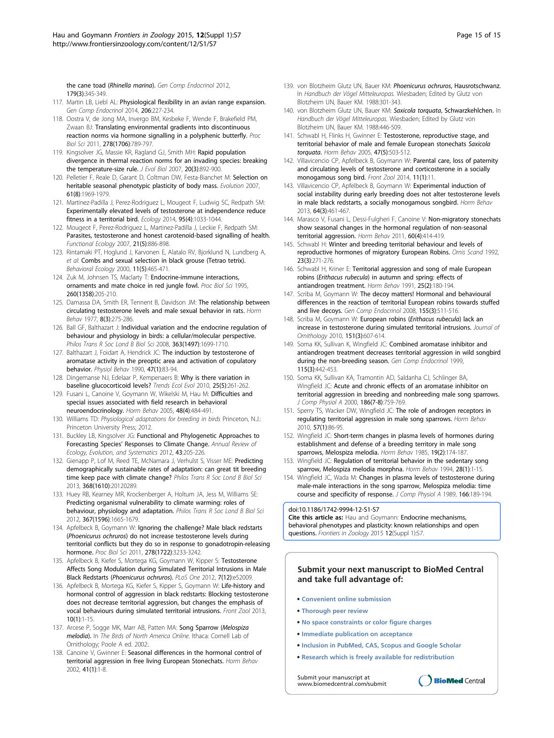the cane toad (*Rhinella marina*). Gen Comp Endocrinol 2012, 179(3):345-349.

117. Martin LB, Liebl AL: Physiological flexibility in an avian range expansion. Gen Comp Endocrinol 2014, 206:227-234.
118. Oostra V, de Jong MA, Invergo BM, Kesbeke F, Wende F, Brakefield PM, Zwaan BJ: Translating environmental gradients into discontinuous reaction norms via hormone signalling in a polyphenic butterfly. Proc Biol Sci 2011, 278(1706):789-797.
119. Kingsolver JG, Massie KR, Ragland GJ, Smith MH: Rapid population divergence in thermal reaction norms for an invading species: breaking the temperature-size rule. J Evol Biol 2007, 20(3):892-900.
120. Pelletier F, Reale D, Garant D, Coltman DW, Festa-Bianchet M: Selection on heritable seasonal phenotypic plasticity of body mass. Evolution 2007, 61(8):1969-1979.
121. Martinez-Padilla J, Perez-Rodriguez L, Mougeot F, Ludwig SC, Redpath SM: Experimentally elevated levels of testosterone at independence reduce fitness in a territorial bird. Ecology 2014, 95(4):1033-1044.
122. Mougeot F, Perez-Rodriguez L, Martinez-Padilla J, Leckie F, Redpath SM: Parasites, testosterone and honest carotenoid-based signalling of health. Functional Ecology 2007, 21(5):886-898.
123. Rintamaki PT, Hoglund J, Karvonen E, Alatalo RV, Bjorklund N, Lundberg A, et al: Combs and sexual selection in black grouse (Tetrao tetrix). Behavioral Ecology 2000, 11(5):465-471.
124. Zuk M, Johnsen TS, Maclarty T: Endocrine-immune interactions, ornaments and mate choice in red jungle fowl. Proc Biol Sci 1995, 260(1358):205-210.
125. Damassa DA, Smith ER, Tennent B, Davidson JM: The relationship between circulating testosterone levels and male sexual behavior in rats. Horm Behav 1977, 8(3):275-286.
126. Ball GF, Balthazart J: Individual variation and the endocrine regulation of behaviour and physiology in birds: a cellular/molecular perspective. Philos Trans R Soc Lond B Biol Sci 2008, 363(1497):1699-1710.
127. Balthazart J, Foidart A, Hendrick JC: The induction by testosterone of aromatase activity in the preoptic area and activation of copulatory behavior. Physiol Behav 1990, 47(1):83-94.
128. Dingemanse NJ, Edelaar P, Kempenaers B: Why is there variation in baseline glucocorticoid levels? Trends Ecol Evol 2010, 25(5):261-262.
129. Fusani L, Canoine V, Goymann W, Wikelski M, Hau M: Difficulties and special issues associated with field research in behavioral neuroendocrinology. Horm Behav 2005, 48(4):484-491.
130. Williams TD: *Physiological adaptations for breeding in birds* Princeton, N.J.: Princeton University Press; 2012.
131. Buckley LB, Kingsolver JG: Functional and Phylogenetic Approaches to Forecasting Species' Responses to Climate Change. Annual Review of Ecology, Evolution, and Systematics 2012, 43:205-226.
132. Gienapp P, Lof M, Reed TE, McNamara J, Verhulst S, Visser ME: Predicting demographically sustainable rates of adaptation: can great tit breeding time keep pace with climate change? Philos Trans R Soc Lond B Biol Sci 2013, 368(1610):20120289.
133. Huey RB, Kearney MR, Krockenberger A, Holtum JA, Jess M, Williams SE: Predicting organismal vulnerability to climate warming: roles of behaviour, physiology and adaptation. Philos Trans R Soc Lond B Biol Sci 2012, 367(1596):1665-1679.
134. Apfelbeck B, Goymann W: Ignoring the challenge? Male black redstarts (*Phoenicurus ochruros*) do not increase testosterone levels during territorial conflicts but they do so in response to gonadotropin-releasing hormone. Proc Biol Sci 2011, 278(1722):3233-3242.
135. Apfelbeck B, Kiefer S, Mortega KG, Goymann W, Kipper S: Testosterone Affects Song Modulation during Simulated Territorial Intrusions in Male Black Redstarts (*Phoenicurus ochruros*). PLoS One 2012, 7(12):e52009.
136. Apfelbeck B, Mortega KG, Kiefer S, Kipper S, Goymann W: Life-history and hormonal control of aggression in black redstarts: Blocking testosterone does not decrease territorial aggression, but changes the emphasis of vocal behaviours during simulated territorial intrusions. Front Zool 2013, 10(1):1-15.
137. Arcese P, Sogge MK, Marr AB, Patten MA: Song Sparrow (*Melospiza melodia*). In *The Birds of North America Online*. Ithaca: Cornell Lab of Ornithology; Poole A ed. 2002:.
138. Canoine V, Gwinner E: Seasonal differences in the hormonal control of territorial aggression in free living European Stonechats. Horm Behav 2002, 41(1):1-8.
139. von Blotzheim Glutz UN, Bauer KM: *Phoenicurus ochruros*, Hausrotschwanz. In *Handbuch der Vögel Mitteleuropas*. Wiesbaden; Edited by Glutz von Blotzheim UN, Bauer KM. 1988:301-343.
140. von Blotzheim Glutz UN, Bauer KM: *Saxicola torquata*, Schwarzkehlchen. In *Handbuch der Vögel Mitteleuropas*. Wiesbaden; Edited by Glutz von Blotzheim UN, Bauer KM. 1988:446-509.
141. Schwabl H, Flinks H, Gwinner E: Testosterone, reproductive stage, and territorial behavior of male and female European stonechats *Saxicola torquata*. Horm Behav 2005, 47(5):503-512.
142. Villavicencio CP, Apfelbeck B, Goymann W: Parental care, loss of paternity and circulating levels of testosterone and corticosterone in a socially monogamous song bird. Front Zool 2014, 11(1):11.
143. Villavicencio CP, Apfelbeck B, Goymann W: Experimental induction of social instability during early breeding does not alter testosterone levels in male black redstarts, a socially monogamous songbird. Horm Behav 2013, 64(3):461-467.
144. Marasco V, Fusani L, Dessi-Fulgheri F, Canoine V: Non-migratory stonechats show seasonal changes in the hormonal regulation of non-seasonal territorial aggression. Horm Behav 2011, 60(4):414-419.
145. Schwabl H: Winter and breeding territorial behaviour and levels of reproductive hormones of migratory European Robins. Ornis Scand 1992, 23(3):271-276.
146. Schwabl H, Kriner E: Territorial aggression and song of male European robins (*Erithacus rubecula*) in autumn and spring: effects of antiandrogen treatment. Horm Behav 1991, 25(2):180-194.
147. Scriba M, Goymann W: The decoy matters! Hormonal and behavioural differences in the reaction of territorial European robins towards stuffed and live decoys. Gen Comp Endocrinol 2008, 155(3):511-516.
148. Scriba M, Goymann W: European robins (*Erithacus rubecula*) lack an increase in testosterone during simulated territorial intrusions. Journal of Ornithology 2010, 151(3):607-614.
149. Soma KK, Sullivan K, Wingfield JC: Combined aromatase inhibitor and antiandrogen treatment decreases territorial aggression in wild songbird during the non-breeding season. Gen Comp Endocrinol 1999, 115(3):442-453.
150. Soma KK, Sullivan KA, Tramontin AD, Saldanha CJ, Schlinger BA, Wingfield JC: Acute and chronic effects of an aromatase inhibitor on territorial aggression in breeding and nonbreeding male song sparrows. J Comp Physiol A 2000, 186(7-8):759-769.
151. Sperry TS, Wacker DW, Wingfield JC: The role of androgen receptors in regulating territorial aggression in male song sparrows. Horm Behav 2010, 57(1):86-95.
152. Wingfield JC: Short-term changes in plasma levels of hormones during establishment and defense of a breeding territory in male song sparrows, Melospiza melodia. Horm Behav 1985, 19(2):174-187.
153. Wingfield JC: Regulation of territorial behavior in the sedentary song sparrow, Melospiza melodia morphna. Horm Behav 1994, 28(1):1-15.
154. Wingfield JC, Wada M: Changes in plasma levels of testosterone during male-male interactions in the song sparrow, Melospiza melodia: time course and specificity of response. J Comp Physiol A 1989, 166:189-194.

doi:10.1186/1742-9994-12-S1-S7

**Cite this article as:** Hau and Goymann: Endocrine mechanisms, behavioral phenotypes and plasticity: known relationships and open questions. Frontiers in Zoology 2015 12(Suppl 1):S7.

**Submit your next manuscript to BioMed Central and take full advantage of:**

- Convenient online submission
- Thorough peer review
- No space constraints or color figure charges
- Immediate publication on acceptance
- Inclusion in PubMed, CAS, Scopus and Google Scholar
- Research which is freely available for redistribution

Submit your manuscript at www.biomedcentral.com/submit

BioMed Central